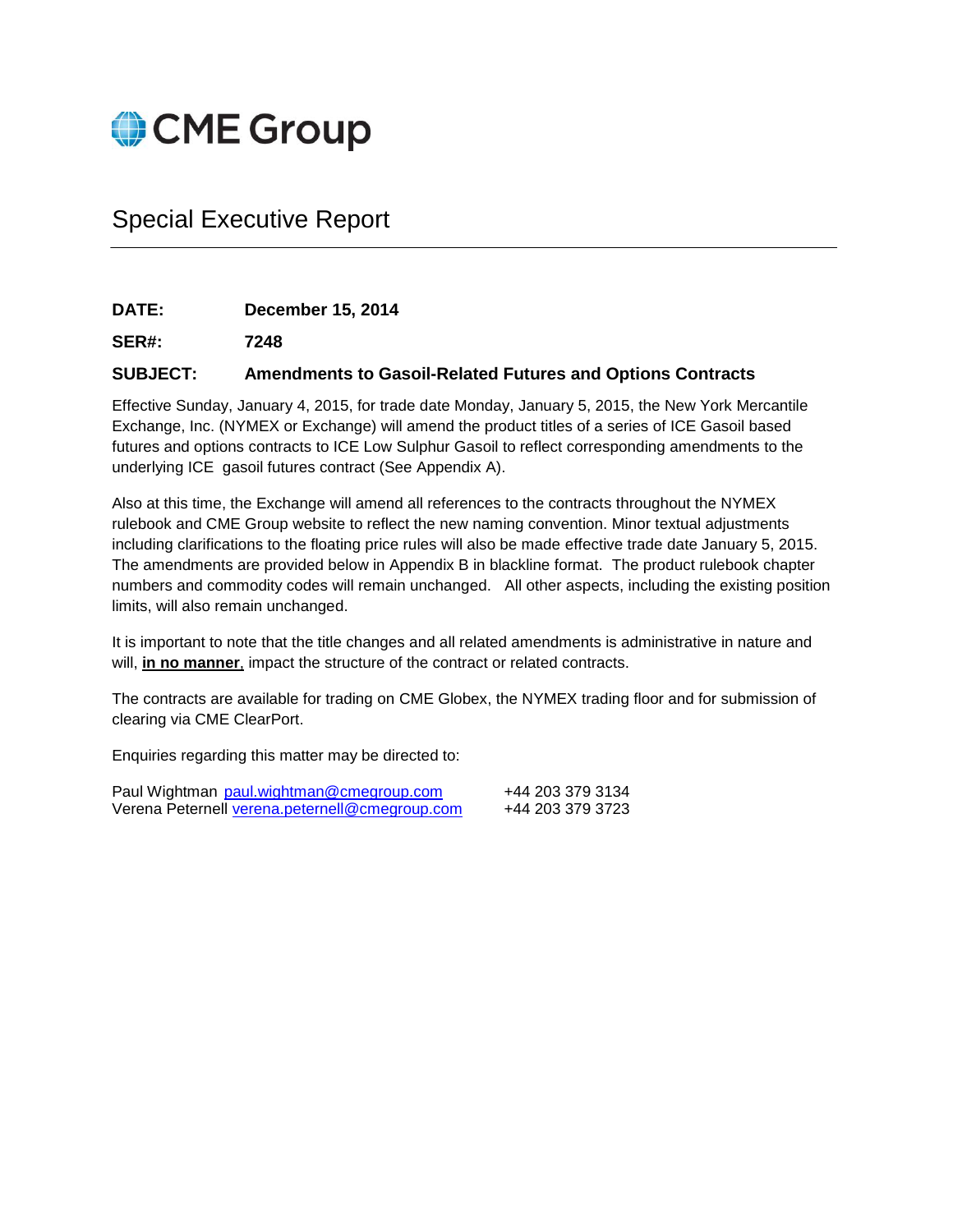CME Group

# Special Executive Report

**DATE:** **December 15, 2014**

**SER#:** **7248**

**SUBJECT:** **Amendments to Gasoil-Related Futures and Options Contracts**

Effective Sunday, January 4, 2015, for trade date Monday, January 5, 2015, the New York Mercantile Exchange, Inc. (NYMEX or Exchange) will amend the product titles of a series of ICE Gasoil based futures and options contracts to ICE Low Sulphur Gasoil to reflect corresponding amendments to the underlying ICE gasoil futures contract (See Appendix A).

Also at this time, the Exchange will amend all references to the contracts throughout the NYMEX rulebook and CME Group website to reflect the new naming convention. Minor textual adjustments including clarifications to the floating price rules will also be made effective trade date January 5, 2015. The amendments are provided below in Appendix B in blackline format. The product rulebook chapter numbers and commodity codes will remain unchanged. All other aspects, including the existing position limits, will also remain unchanged.

It is important to note that the title changes and all related amendments is administrative in nature and will, **in no manner**, impact the structure of the contract or related contracts.

The contracts are available for trading on CME Globex, the NYMEX trading floor and for submission of clearing via CME ClearPort.

Enquiries regarding this matter may be directed to:

| | | |
|---|---|---|
| Paul Wightman | paul.wightman@cmegroup.com | +44 203 379 3134 |
| Verena Peternell | verena.peternell@cmegroup.com | +44 203 379 3723 |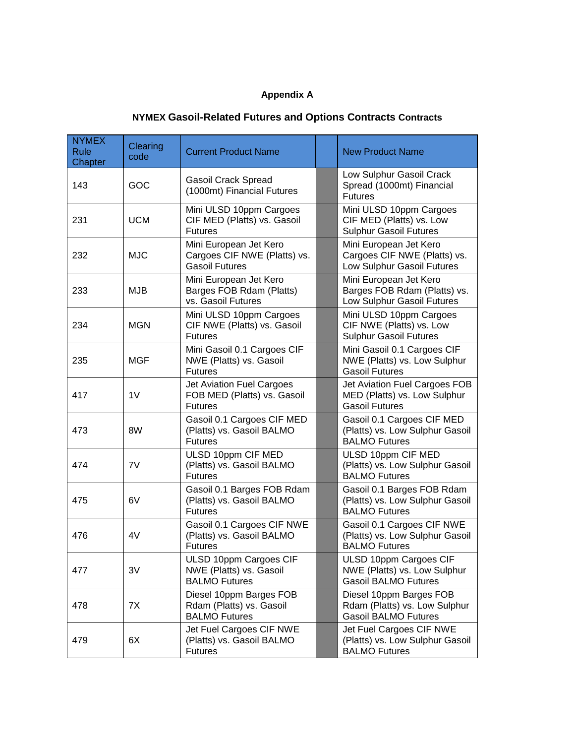## Appendix A

## NYMEX Gasoil-Related Futures and Options Contracts Contracts

| NYMEX Rule Chapter | Clearing code | Current Product Name | | New Product Name |
|---|---|---|---|---|
| 143 | GOC | Gasoil Crack Spread (1000mt) Financial Futures | | Low Sulphur Gasoil Crack Spread (1000mt) Financial Futures |
| 231 | UCM | Mini ULSD 10ppm Cargoes CIF MED (Platts) vs. Gasoil Futures | | Mini ULSD 10ppm Cargoes CIF MED (Platts) vs. Low Sulphur Gasoil Futures |
| 232 | MJC | Mini European Jet Kero Cargoes CIF NWE (Platts) vs. Gasoil Futures | | Mini European Jet Kero Cargoes CIF NWE (Platts) vs. Low Sulphur Gasoil Futures |
| 233 | MJB | Mini European Jet Kero Barges FOB Rdam (Platts) vs. Gasoil Futures | | Mini European Jet Kero Barges FOB Rdam (Platts) vs. Low Sulphur Gasoil Futures |
| 234 | MGN | Mini ULSD 10ppm Cargoes CIF NWE (Platts) vs. Gasoil Futures | | Mini ULSD 10ppm Cargoes CIF NWE (Platts) vs. Low Sulphur Gasoil Futures |
| 235 | MGF | Mini Gasoil 0.1 Cargoes CIF NWE (Platts) vs. Gasoil Futures | | Mini Gasoil 0.1 Cargoes CIF NWE (Platts) vs. Low Sulphur Gasoil Futures |
| 417 | 1V | Jet Aviation Fuel Cargoes FOB MED (Platts) vs. Gasoil Futures | | Jet Aviation Fuel Cargoes FOB MED (Platts) vs. Low Sulphur Gasoil Futures |
| 473 | 8W | Gasoil 0.1 Cargoes CIF MED (Platts) vs. Gasoil BALMO Futures | | Gasoil 0.1 Cargoes CIF MED (Platts) vs. Low Sulphur Gasoil BALMO Futures |
| 474 | 7V | ULSD 10ppm CIF MED (Platts) vs. Gasoil BALMO Futures | | ULSD 10ppm CIF MED (Platts) vs. Low Sulphur Gasoil BALMO Futures |
| 475 | 6V | Gasoil 0.1 Barges FOB Rdam (Platts) vs. Gasoil BALMO Futures | | Gasoil 0.1 Barges FOB Rdam (Platts) vs. Low Sulphur Gasoil BALMO Futures |
| 476 | 4V | Gasoil 0.1 Cargoes CIF NWE (Platts) vs. Gasoil BALMO Futures | | Gasoil 0.1 Cargoes CIF NWE (Platts) vs. Low Sulphur Gasoil BALMO Futures |
| 477 | 3V | ULSD 10ppm Cargoes CIF NWE (Platts) vs. Gasoil BALMO Futures | | ULSD 10ppm Cargoes CIF NWE (Platts) vs. Low Sulphur Gasoil BALMO Futures |
| 478 | 7X | Diesel 10ppm Barges FOB Rdam (Platts) vs. Gasoil BALMO Futures | | Diesel 10ppm Barges FOB Rdam (Platts) vs. Low Sulphur Gasoil BALMO Futures |
| 479 | 6X | Jet Fuel Cargoes CIF NWE (Platts) vs. Gasoil BALMO Futures | | Jet Fuel Cargoes CIF NWE (Platts) vs. Low Sulphur Gasoil BALMO Futures |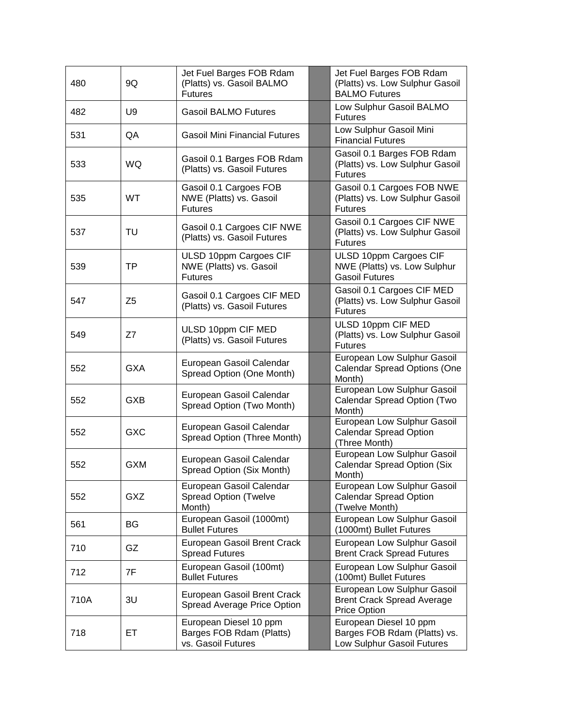| | | | | |
|---|---|---|---|---|
| 480 | 9Q | Jet Fuel Barges FOB Rdam (Platts) vs. Gasoil BALMO Futures | | Jet Fuel Barges FOB Rdam (Platts) vs. Low Sulphur Gasoil BALMO Futures |
| 482 | U9 | Gasoil BALMO Futures | | Low Sulphur Gasoil BALMO Futures |
| 531 | QA | Gasoil Mini Financial Futures | | Low Sulphur Gasoil Mini Financial Futures |
| 533 | WQ | Gasoil 0.1 Barges FOB Rdam (Platts) vs. Gasoil Futures | | Gasoil 0.1 Barges FOB Rdam (Platts) vs. Low Sulphur Gasoil Futures |
| 535 | WT | Gasoil 0.1 Cargoes FOB NWE (Platts) vs. Gasoil Futures | | Gasoil 0.1 Cargoes FOB NWE (Platts) vs. Low Sulphur Gasoil Futures |
| 537 | TU | Gasoil 0.1 Cargoes CIF NWE (Platts) vs. Gasoil Futures | | Gasoil 0.1 Cargoes CIF NWE (Platts) vs. Low Sulphur Gasoil Futures |
| 539 | TP | ULSD 10ppm Cargoes CIF NWE (Platts) vs. Gasoil Futures | | ULSD 10ppm Cargoes CIF NWE (Platts) vs. Low Sulphur Gasoil Futures |
| 547 | Z5 | Gasoil 0.1 Cargoes CIF MED (Platts) vs. Gasoil Futures | | Gasoil 0.1 Cargoes CIF MED (Platts) vs. Low Sulphur Gasoil Futures |
| 549 | Z7 | ULSD 10ppm CIF MED (Platts) vs. Gasoil Futures | | ULSD 10ppm CIF MED (Platts) vs. Low Sulphur Gasoil Futures |
| 552 | GXA | European Gasoil Calendar Spread Option (One Month) | | European Low Sulphur Gasoil Calendar Spread Options (One Month) |
| 552 | GXB | European Gasoil Calendar Spread Option (Two Month) | | European Low Sulphur Gasoil Calendar Spread Option (Two Month) |
| 552 | GXC | European Gasoil Calendar Spread Option (Three Month) | | European Low Sulphur Gasoil Calendar Spread Option (Three Month) |
| 552 | GXM | European Gasoil Calendar Spread Option (Six Month) | | European Low Sulphur Gasoil Calendar Spread Option (Six Month) |
| 552 | GXZ | European Gasoil Calendar Spread Option (Twelve Month) | | European Low Sulphur Gasoil Calendar Spread Option (Twelve Month) |
| 561 | BG | European Gasoil (1000mt) Bullet Futures | | European Low Sulphur Gasoil (1000mt) Bullet Futures |
| 710 | GZ | European Gasoil Brent Crack Spread Futures | | European Low Sulphur Gasoil Brent Crack Spread Futures |
| 712 | 7F | European Gasoil (100mt) Bullet Futures | | European Low Sulphur Gasoil (100mt) Bullet Futures |
| 710A | 3U | European Gasoil Brent Crack Spread Average Price Option | | European Low Sulphur Gasoil Brent Crack Spread Average Price Option |
| 718 | ET | European Diesel 10 ppm Barges FOB Rdam (Platts) vs. Gasoil Futures | | European Diesel 10 ppm Barges FOB Rdam (Platts) vs. Low Sulphur Gasoil Futures |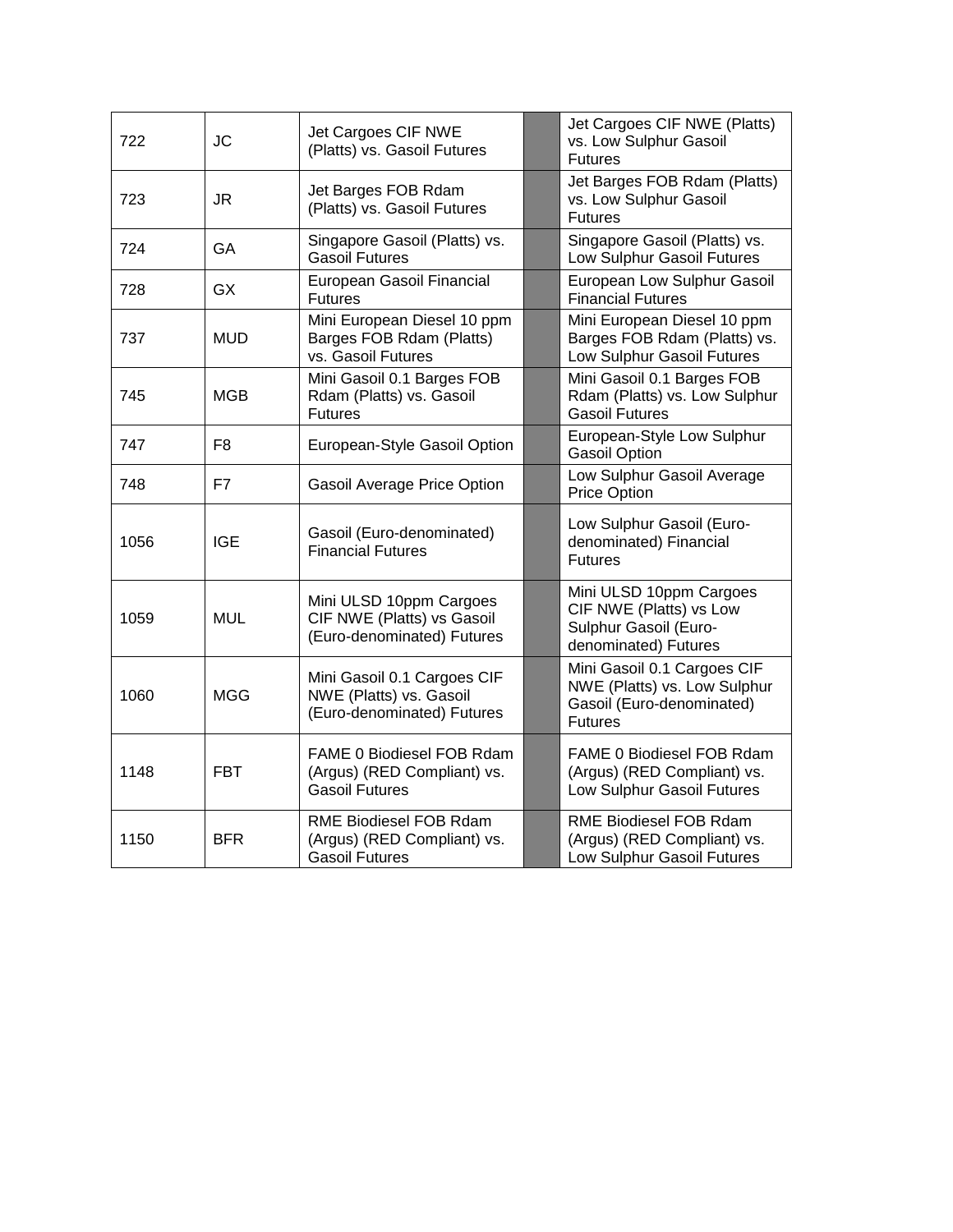| | | | | |
|---|---|---|---|---|
| 722 | JC | Jet Cargoes CIF NWE (Platts) vs. Gasoil Futures | | Jet Cargoes CIF NWE (Platts) vs. Low Sulphur Gasoil Futures |
| 723 | JR | Jet Barges FOB Rdam (Platts) vs. Gasoil Futures | | Jet Barges FOB Rdam (Platts) vs. Low Sulphur Gasoil Futures |
| 724 | GA | Singapore Gasoil (Platts) vs. Gasoil Futures | | Singapore Gasoil (Platts) vs. Low Sulphur Gasoil Futures |
| 728 | GX | European Gasoil Financial Futures | | European Low Sulphur Gasoil Financial Futures |
| 737 | MUD | Mini European Diesel 10 ppm Barges FOB Rdam (Platts) vs. Gasoil Futures | | Mini European Diesel 10 ppm Barges FOB Rdam (Platts) vs. Low Sulphur Gasoil Futures |
| 745 | MGB | Mini Gasoil 0.1 Barges FOB Rdam (Platts) vs. Gasoil Futures | | Mini Gasoil 0.1 Barges FOB Rdam (Platts) vs. Low Sulphur Gasoil Futures |
| 747 | F8 | European-Style Gasoil Option | | European-Style Low Sulphur Gasoil Option |
| 748 | F7 | Gasoil Average Price Option | | Low Sulphur Gasoil Average Price Option |
| 1056 | IGE | Gasoil (Euro-denominated) Financial Futures | | Low Sulphur Gasoil (Euro-denominated) Financial Futures |
| 1059 | MUL | Mini ULSD 10ppm Cargoes CIF NWE (Platts) vs Gasoil (Euro-denominated) Futures | | Mini ULSD 10ppm Cargoes CIF NWE (Platts) vs Low Sulphur Gasoil (Euro-denominated) Futures |
| 1060 | MGG | Mini Gasoil 0.1 Cargoes CIF NWE (Platts) vs. Gasoil (Euro-denominated) Futures | | Mini Gasoil 0.1 Cargoes CIF NWE (Platts) vs. Low Sulphur Gasoil (Euro-denominated) Futures |
| 1148 | FBT | FAME 0 Biodiesel FOB Rdam (Argus) (RED Compliant) vs. Gasoil Futures | | FAME 0 Biodiesel FOB Rdam (Argus) (RED Compliant) vs. Low Sulphur Gasoil Futures |
| 1150 | BFR | RME Biodiesel FOB Rdam (Argus) (RED Compliant) vs. Gasoil Futures | | RME Biodiesel FOB Rdam (Argus) (RED Compliant) vs. Low Sulphur Gasoil Futures |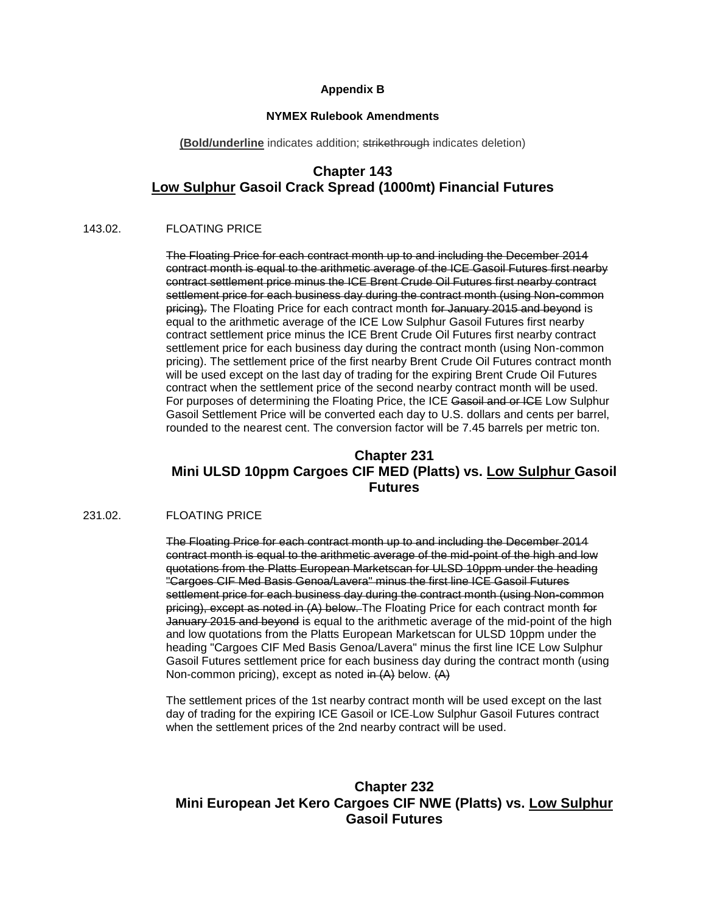**Appendix B**

**NYMEX Rulebook Amendments**

(**<u>Bold/underline</u>** indicates addition; ~~strikethrough~~ indicates deletion)

## Chapter 143
## <u>Low Sulphur</u> Gasoil Crack Spread (1000mt) Financial Futures

143.02. FLOATING PRICE

~~The Floating Price for each contract month up to and including the December 2014 contract month is equal to the arithmetic average of the ICE Gasoil Futures first nearby contract settlement price minus the ICE Brent Crude Oil Futures first nearby contract settlement price for each business day during the contract month (using Non-common pricing).~~ The Floating Price for each contract month ~~for January 2015 and beyond~~ is equal to the arithmetic average of the ICE Low Sulphur Gasoil Futures first nearby contract settlement price minus the ICE Brent Crude Oil Futures first nearby contract settlement price for each business day during the contract month (using Non-common pricing). The settlement price of the first nearby Brent Crude Oil Futures contract month will be used except on the last day of trading for the expiring Brent Crude Oil Futures contract when the settlement price of the second nearby contract month will be used. For purposes of determining the Floating Price, the ICE ~~Gasoil and or ICE~~ Low Sulphur Gasoil Settlement Price will be converted each day to U.S. dollars and cents per barrel, rounded to the nearest cent. The conversion factor will be 7.45 barrels per metric ton.

## Chapter 231
## Mini ULSD 10ppm Cargoes CIF MED (Platts) vs. <u>Low Sulphur</u> Gasoil Futures

231.02. FLOATING PRICE

~~The Floating Price for each contract month up to and including the December 2014 contract month is equal to the arithmetic average of the mid-point of the high and low quotations from the Platts European Marketscan for ULSD 10ppm under the heading "Cargoes CIF Med Basis Genoa/Lavera" minus the first line ICE Gasoil Futures settlement price for each business day during the contract month (using Non-common pricing), except as noted in (A) below.~~ The Floating Price for each contract month ~~for January 2015 and beyond~~ is equal to the arithmetic average of the mid-point of the high and low quotations from the Platts European Marketscan for ULSD 10ppm under the heading "Cargoes CIF Med Basis Genoa/Lavera" minus the first line ICE Low Sulphur Gasoil Futures settlement price for each business day during the contract month (using Non-common pricing), except as noted ~~in (A)~~ below. ~~(A)~~

The settlement prices of the 1st nearby contract month will be used except on the last day of trading for the expiring ICE Gasoil or ICE-Low Sulphur Gasoil Futures contract when the settlement prices of the 2nd nearby contract will be used.

## Chapter 232
## Mini European Jet Kero Cargoes CIF NWE (Platts) vs. <u>Low Sulphur</u> Gasoil Futures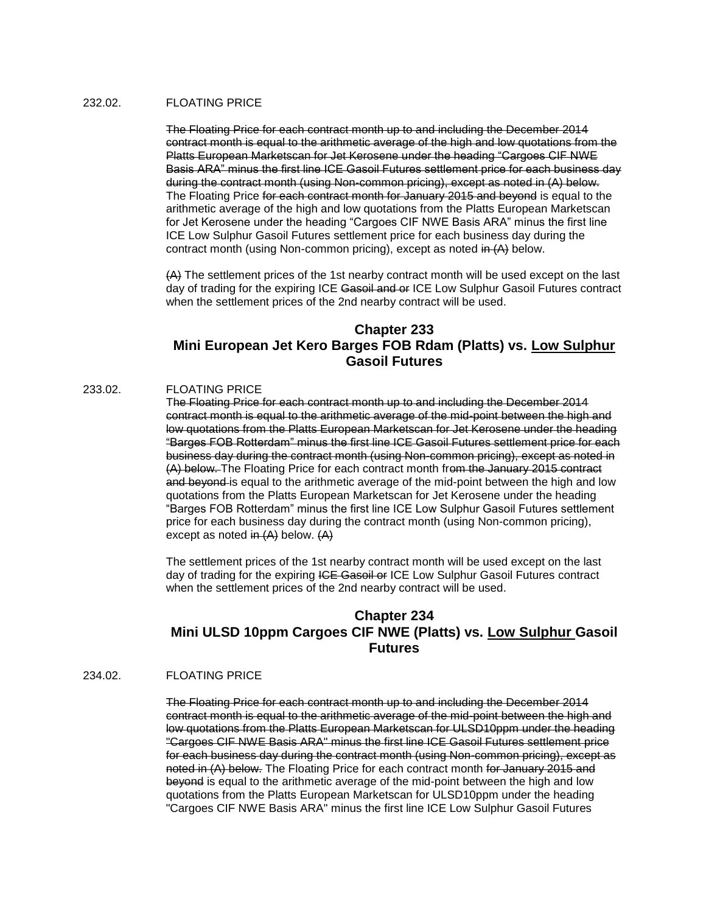232.02. FLOATING PRICE

~~The Floating Price for each contract month up to and including the December 2014 contract month is equal to the arithmetic average of the high and low quotations from the Platts European Marketscan for Jet Kerosene under the heading "Cargoes CIF NWE Basis ARA" minus the first line ICE Gasoil Futures settlement price for each business day during the contract month (using Non-common pricing), except as noted in (A) below.~~ The Floating Price ~~for each contract month for January 2015 and beyond~~ is equal to the arithmetic average of the high and low quotations from the Platts European Marketscan for Jet Kerosene under the heading "Cargoes CIF NWE Basis ARA" minus the first line ICE Low Sulphur Gasoil Futures settlement price for each business day during the contract month (using Non-common pricing), except as noted ~~in (A)~~ below.

~~(A)~~ The settlement prices of the 1st nearby contract month will be used except on the last day of trading for the expiring ICE ~~Gasoil and or~~ ICE Low Sulphur Gasoil Futures contract when the settlement prices of the 2nd nearby contract will be used.

## Chapter 233
## Mini European Jet Kero Barges FOB Rdam (Platts) vs. <u>Low Sulphur</u> Gasoil Futures

233.02. FLOATING PRICE

T~~he Floating Price for each contract month up to and including the December 2014 contract month is equal to the arithmetic average of the mid-point between the high and low quotations from the Platts European Marketscan for Jet Kerosene under the heading "Barges FOB Rotterdam" minus the first line ICE Gasoil Futures settlement price for each business day during the contract month (using Non-common pricing), except as noted in (A) below.~~ The Floating Price for each contract month fr~~om the January 2015 contract and beyond~~ is equal to the arithmetic average of the mid-point between the high and low quotations from the Platts European Marketscan for Jet Kerosene under the heading "Barges FOB Rotterdam" minus the first line ICE Low Sulphur Gasoil Futures settlement price for each business day during the contract month (using Non-common pricing), except as noted ~~in (A)~~ below. ~~(A)~~

The settlement prices of the 1st nearby contract month will be used except on the last day of trading for the expiring ~~ICE Gasoil or~~ ICE Low Sulphur Gasoil Futures contract when the settlement prices of the 2nd nearby contract will be used.

## Chapter 234
## Mini ULSD 10ppm Cargoes CIF NWE (Platts) vs. <u>Low Sulphur</u> Gasoil Futures

234.02. FLOATING PRICE

~~The Floating Price for each contract month up to and including the December 2014 contract month is equal to the arithmetic average of the mid-point between the high and low quotations from the Platts European Marketscan for ULSD10ppm under the heading "Cargoes CIF NWE Basis ARA" minus the first line ICE Gasoil Futures settlement price for each business day during the contract month (using Non-common pricing), except as noted in (A) below.~~ The Floating Price for each contract month ~~for January 2015 and beyond~~ is equal to the arithmetic average of the mid-point between the high and low quotations from the Platts European Marketscan for ULSD10ppm under the heading "Cargoes CIF NWE Basis ARA" minus the first line ICE Low Sulphur Gasoil Futures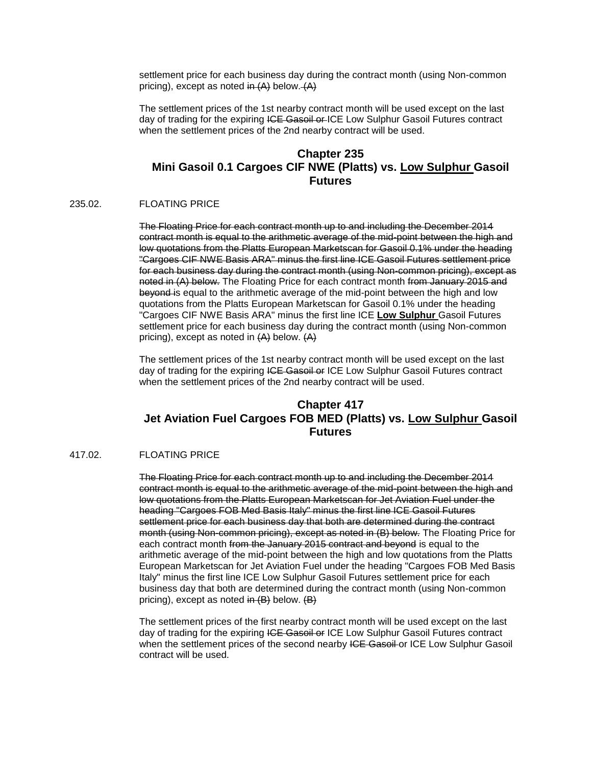settlement price for each business day during the contract month (using Non-common pricing), except as noted ~~in (A)~~ below. ~~(A)~~

The settlement prices of the 1st nearby contract month will be used except on the last day of trading for the expiring ~~ICE Gasoil or~~ ICE Low Sulphur Gasoil Futures contract when the settlement prices of the 2nd nearby contract will be used.

## Chapter 235
## Mini Gasoil 0.1 Cargoes CIF NWE (Platts) vs. Low Sulphur Gasoil Futures

235.02. FLOATING PRICE

~~The Floating Price for each contract month up to and including the December 2014 contract month is equal to the arithmetic average of the mid-point between the high and low quotations from the Platts European Marketscan for Gasoil 0.1% under the heading "Cargoes CIF NWE Basis ARA" minus the first line ICE Gasoil Futures settlement price for each business day during the contract month (using Non-common pricing), except as noted in (A) below.~~ The Floating Price for each contract month ~~from January 2015 and beyond~~ is equal to the arithmetic average of the mid-point between the high and low quotations from the Platts European Marketscan for Gasoil 0.1% under the heading "Cargoes CIF NWE Basis ARA" minus the first line ICE **Low Sulphur** Gasoil Futures settlement price for each business day during the contract month (using Non-common pricing), except as noted in ~~(A)~~ below. ~~(A)~~

The settlement prices of the 1st nearby contract month will be used except on the last day of trading for the expiring ~~ICE Gasoil or~~ ICE Low Sulphur Gasoil Futures contract when the settlement prices of the 2nd nearby contract will be used.

## Chapter 417
## Jet Aviation Fuel Cargoes FOB MED (Platts) vs. Low Sulphur Gasoil Futures

417.02. FLOATING PRICE

~~The Floating Price for each contract month up to and including the December 2014 contract month is equal to the arithmetic average of the mid-point between the high and low quotations from the Platts European Marketscan for Jet Aviation Fuel under the heading "Cargoes FOB Med Basis Italy" minus the first line ICE Gasoil Futures settlement price for each business day that both are determined during the contract month (using Non-common pricing), except as noted in (B) below.~~ The Floating Price for each contract month ~~from the January 2015 contract and beyond~~ is equal to the arithmetic average of the mid-point between the high and low quotations from the Platts European Marketscan for Jet Aviation Fuel under the heading "Cargoes FOB Med Basis Italy" minus the first line ICE Low Sulphur Gasoil Futures settlement price for each business day that both are determined during the contract month (using Non-common pricing), except as noted ~~in (B)~~ below. ~~(B)~~

The settlement prices of the first nearby contract month will be used except on the last day of trading for the expiring ~~ICE Gasoil or~~ ICE Low Sulphur Gasoil Futures contract when the settlement prices of the second nearby ~~ICE Gasoil~~ or ICE Low Sulphur Gasoil contract will be used.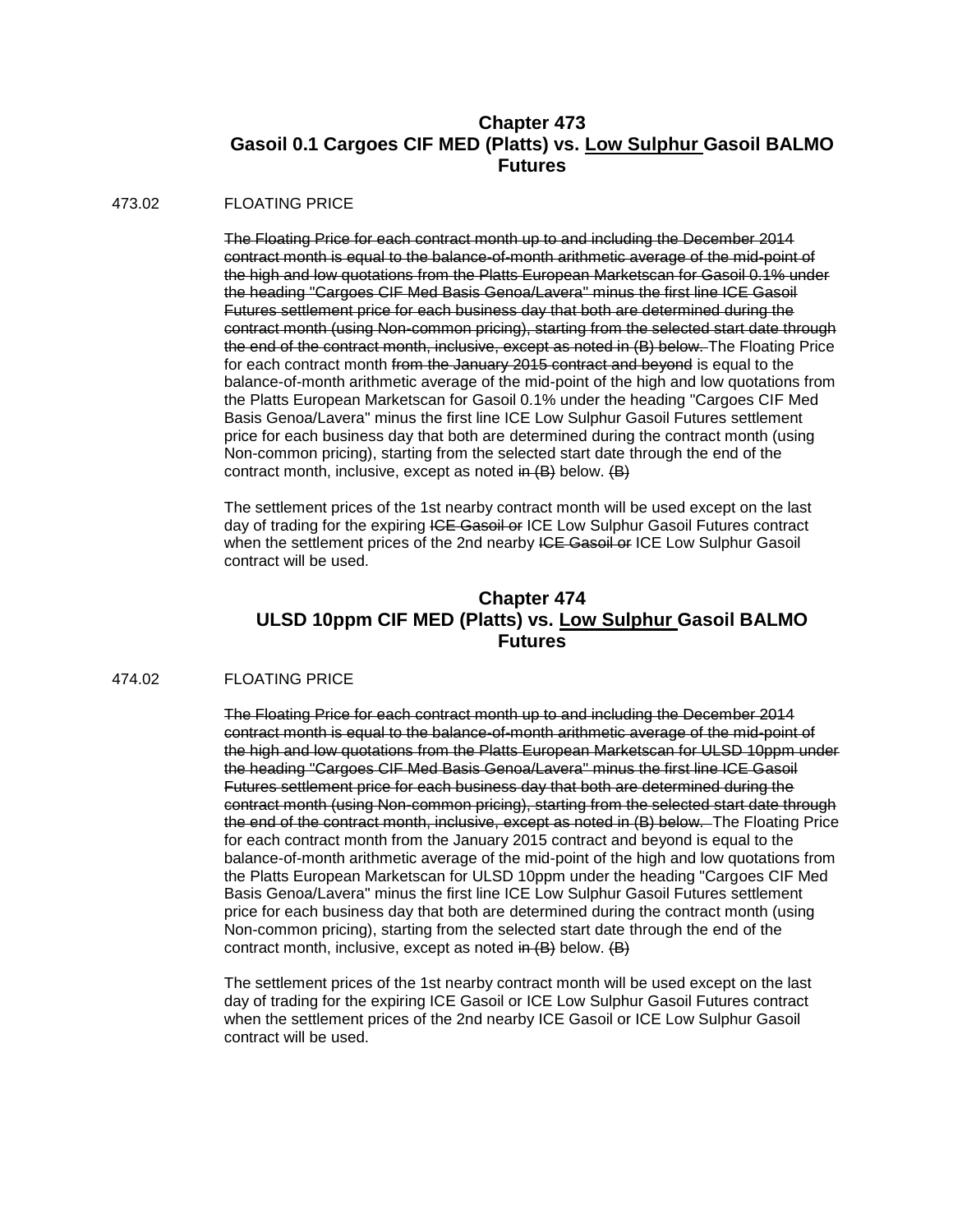## Chapter 473
## Gasoil 0.1 Cargoes CIF MED (Platts) vs. <u>Low Sulphur</u> Gasoil BALMO Futures

473.02 FLOATING PRICE

~~The Floating Price for each contract month up to and including the December 2014 contract month is equal to the balance-of-month arithmetic average of the mid-point of the high and low quotations from the Platts European Marketscan for Gasoil 0.1% under the heading "Cargoes CIF Med Basis Genoa/Lavera" minus the first line ICE Gasoil Futures settlement price for each business day that both are determined during the contract month (using Non-common pricing), starting from the selected start date through the end of the contract month, inclusive, except as noted in (B) below.~~ The Floating Price for each contract month ~~from the January 2015 contract and beyond~~ is equal to the balance-of-month arithmetic average of the mid-point of the high and low quotations from the Platts European Marketscan for Gasoil 0.1% under the heading "Cargoes CIF Med Basis Genoa/Lavera" minus the first line ICE Low Sulphur Gasoil Futures settlement price for each business day that both are determined during the contract month (using Non-common pricing), starting from the selected start date through the end of the contract month, inclusive, except as noted ~~in (B)~~ below. ~~(B)~~

The settlement prices of the 1st nearby contract month will be used except on the last day of trading for the expiring ~~ICE Gasoil or~~ ICE Low Sulphur Gasoil Futures contract when the settlement prices of the 2nd nearby ~~ICE Gasoil or~~ ICE Low Sulphur Gasoil contract will be used.

## Chapter 474
## ULSD 10ppm CIF MED (Platts) vs. <u>Low Sulphur</u> Gasoil BALMO Futures

474.02 FLOATING PRICE

~~The Floating Price for each contract month up to and including the December 2014 contract month is equal to the balance-of-month arithmetic average of the mid-point of the high and low quotations from the Platts European Marketscan for ULSD 10ppm under the heading "Cargoes CIF Med Basis Genoa/Lavera" minus the first line ICE Gasoil Futures settlement price for each business day that both are determined during the contract month (using Non-common pricing), starting from the selected start date through the end of the contract month, inclusive, except as noted in (B) below.~~ The Floating Price for each contract month from the January 2015 contract and beyond is equal to the balance-of-month arithmetic average of the mid-point of the high and low quotations from the Platts European Marketscan for ULSD 10ppm under the heading "Cargoes CIF Med Basis Genoa/Lavera" minus the first line ICE Low Sulphur Gasoil Futures settlement price for each business day that both are determined during the contract month (using Non-common pricing), starting from the selected start date through the end of the contract month, inclusive, except as noted ~~in (B)~~ below. ~~(B)~~

The settlement prices of the 1st nearby contract month will be used except on the last day of trading for the expiring ICE Gasoil or ICE Low Sulphur Gasoil Futures contract when the settlement prices of the 2nd nearby ICE Gasoil or ICE Low Sulphur Gasoil contract will be used.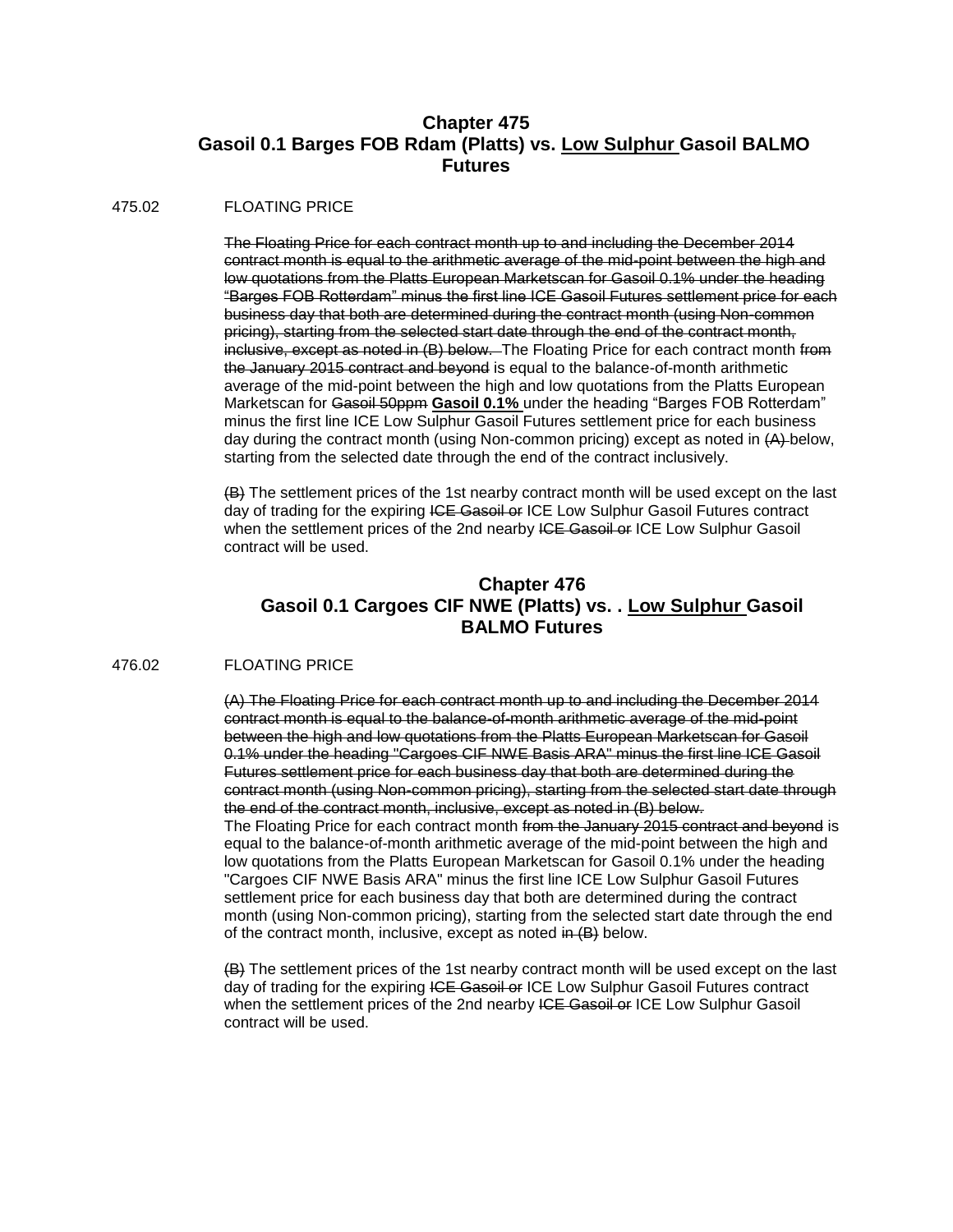# Chapter 475
# Gasoil 0.1 Barges FOB Rdam (Platts) vs. <u>Low Sulphur</u> Gasoil BALMO Futures

475.02 FLOATING PRICE

~~The Floating Price for each contract month up to and including the December 2014 contract month is equal to the arithmetic average of the mid-point between the high and low quotations from the Platts European Marketscan for Gasoil 0.1% under the heading "Barges FOB Rotterdam" minus the first line ICE Gasoil Futures settlement price for each business day that both are determined during the contract month (using Non-common pricing), starting from the selected start date through the end of the contract month, inclusive, except as noted in (B) below.~~ The Floating Price for each contract month ~~from the January 2015 contract and beyond~~ is equal to the balance-of-month arithmetic average of the mid-point between the high and low quotations from the Platts European Marketscan for ~~Gasoil 50ppm~~ **<u>Gasoil 0.1%</u>** under the heading "Barges FOB Rotterdam" minus the first line ICE Low Sulphur Gasoil Futures settlement price for each business day during the contract month (using Non-common pricing) except as noted in ~~(A)~~ below, starting from the selected date through the end of the contract inclusively.

~~(B)~~ The settlement prices of the 1st nearby contract month will be used except on the last day of trading for the expiring ~~ICE Gasoil or~~ ICE Low Sulphur Gasoil Futures contract when the settlement prices of the 2nd nearby ~~ICE Gasoil or~~ ICE Low Sulphur Gasoil contract will be used.

# Chapter 476
# Gasoil 0.1 Cargoes CIF NWE (Platts) vs. . <u>Low Sulphur</u> Gasoil BALMO Futures

476.02 FLOATING PRICE

~~(A) The Floating Price for each contract month up to and including the December 2014 contract month is equal to the balance-of-month arithmetic average of the mid-point between the high and low quotations from the Platts European Marketscan for Gasoil 0.1% under the heading "Cargoes CIF NWE Basis ARA" minus the first line ICE Gasoil Futures settlement price for each business day that both are determined during the contract month (using Non-common pricing), starting from the selected start date through the end of the contract month, inclusive, except as noted in (B) below.~~
The Floating Price for each contract month ~~from the January 2015 contract and beyond~~ is equal to the balance-of-month arithmetic average of the mid-point between the high and low quotations from the Platts European Marketscan for Gasoil 0.1% under the heading "Cargoes CIF NWE Basis ARA" minus the first line ICE Low Sulphur Gasoil Futures settlement price for each business day that both are determined during the contract month (using Non-common pricing), starting from the selected start date through the end of the contract month, inclusive, except as noted ~~in (B)~~ below.

~~(B)~~ The settlement prices of the 1st nearby contract month will be used except on the last day of trading for the expiring ~~ICE Gasoil or~~ ICE Low Sulphur Gasoil Futures contract when the settlement prices of the 2nd nearby ~~ICE Gasoil or~~ ICE Low Sulphur Gasoil contract will be used.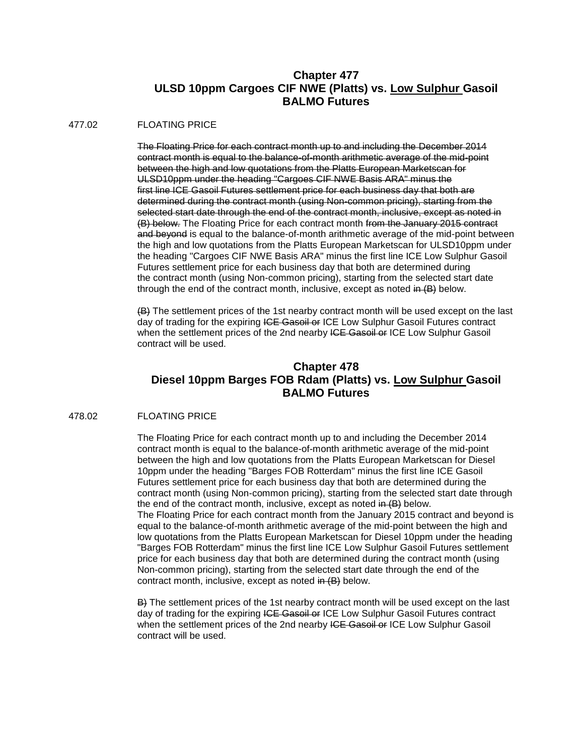## Chapter 477
## ULSD 10ppm Cargoes CIF NWE (Platts) vs. <u>Low Sulphur</u> Gasoil BALMO Futures

477.02 FLOATING PRICE

~~The Floating Price for each contract month up to and including the December 2014 contract month is equal to the balance-of-month arithmetic average of the mid-point between the high and low quotations from the Platts European Marketscan for ULSD10ppm under the heading "Cargoes CIF NWE Basis ARA" minus the first line ICE Gasoil Futures settlement price for each business day that both are determined during the contract month (using Non-common pricing), starting from the selected start date through the end of the contract month, inclusive, except as noted in (B) below.~~ The Floating Price for each contract month ~~from the January 2015 contract and beyond~~ is equal to the balance-of-month arithmetic average of the mid-point between the high and low quotations from the Platts European Marketscan for ULSD10ppm under the heading "Cargoes CIF NWE Basis ARA" minus the first line ICE Low Sulphur Gasoil Futures settlement price for each business day that both are determined during the contract month (using Non-common pricing), starting from the selected start date through the end of the contract month, inclusive, except as noted ~~in (B)~~ below.

~~(B)~~ The settlement prices of the 1st nearby contract month will be used except on the last day of trading for the expiring ~~ICE Gasoil or~~ ICE Low Sulphur Gasoil Futures contract when the settlement prices of the 2nd nearby ~~ICE Gasoil or~~ ICE Low Sulphur Gasoil contract will be used.

## Chapter 478
## Diesel 10ppm Barges FOB Rdam (Platts) vs. <u>Low Sulphur</u> Gasoil BALMO Futures

478.02 FLOATING PRICE

The Floating Price for each contract month up to and including the December 2014 contract month is equal to the balance-of-month arithmetic average of the mid-point between the high and low quotations from the Platts European Marketscan for Diesel 10ppm under the heading "Barges FOB Rotterdam" minus the first line ICE Gasoil Futures settlement price for each business day that both are determined during the contract month (using Non-common pricing), starting from the selected start date through the end of the contract month, inclusive, except as noted ~~in (B)~~ below.
The Floating Price for each contract month from the January 2015 contract and beyond is equal to the balance-of-month arithmetic average of the mid-point between the high and low quotations from the Platts European Marketscan for Diesel 10ppm under the heading "Barges FOB Rotterdam" minus the first line ICE Low Sulphur Gasoil Futures settlement price for each business day that both are determined during the contract month (using Non-common pricing), starting from the selected start date through the end of the contract month, inclusive, except as noted ~~in (B)~~ below.

~~B)~~ The settlement prices of the 1st nearby contract month will be used except on the last day of trading for the expiring ~~ICE Gasoil or~~ ICE Low Sulphur Gasoil Futures contract when the settlement prices of the 2nd nearby ~~ICE Gasoil or~~ ICE Low Sulphur Gasoil contract will be used.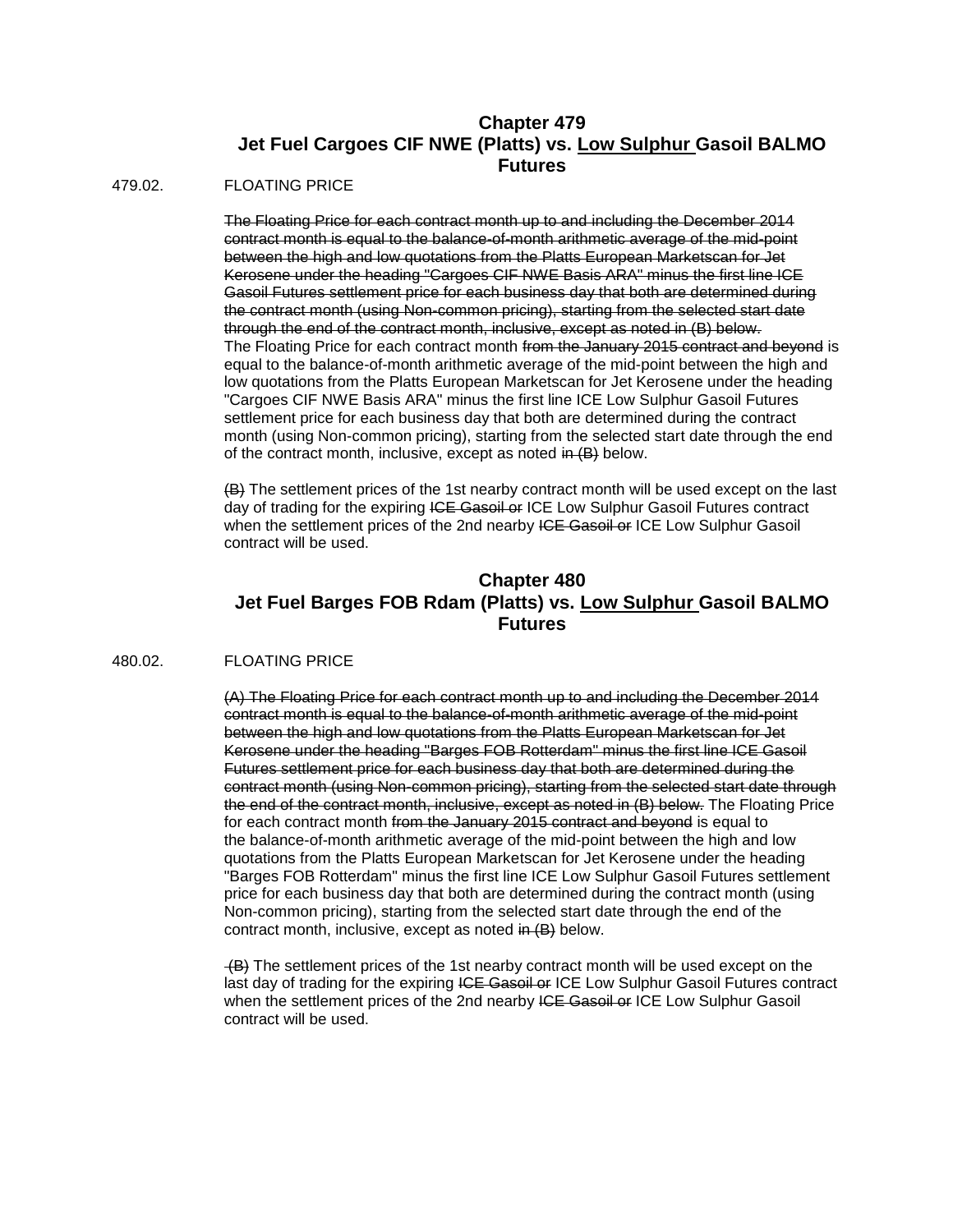## Chapter 479
## Jet Fuel Cargoes CIF NWE (Platts) vs. Low Sulphur Gasoil BALMO Futures

479.02. FLOATING PRICE

~~The Floating Price for each contract month up to and including the December 2014 contract month is equal to the balance-of-month arithmetic average of the mid-point between the high and low quotations from the Platts European Marketscan for Jet Kerosene under the heading "Cargoes CIF NWE Basis ARA" minus the first line ICE Gasoil Futures settlement price for each business day that both are determined during the contract month (using Non-common pricing), starting from the selected start date through the end of the contract month, inclusive, except as noted in (B) below.~~
The Floating Price for each contract month ~~from the January 2015 contract and beyond~~ is equal to the balance-of-month arithmetic average of the mid-point between the high and low quotations from the Platts European Marketscan for Jet Kerosene under the heading "Cargoes CIF NWE Basis ARA" minus the first line ICE Low Sulphur Gasoil Futures settlement price for each business day that both are determined during the contract month (using Non-common pricing), starting from the selected start date through the end of the contract month, inclusive, except as noted ~~in (B)~~ below.

~~(B)~~ The settlement prices of the 1st nearby contract month will be used except on the last day of trading for the expiring ~~ICE Gasoil or~~ ICE Low Sulphur Gasoil Futures contract when the settlement prices of the 2nd nearby ~~ICE Gasoil or~~ ICE Low Sulphur Gasoil contract will be used.

## Chapter 480
## Jet Fuel Barges FOB Rdam (Platts) vs. Low Sulphur Gasoil BALMO Futures

480.02. FLOATING PRICE

~~(A) The Floating Price for each contract month up to and including the December 2014 contract month is equal to the balance-of-month arithmetic average of the mid-point between the high and low quotations from the Platts European Marketscan for Jet Kerosene under the heading "Barges FOB Rotterdam" minus the first line ICE Gasoil Futures settlement price for each business day that both are determined during the contract month (using Non-common pricing), starting from the selected start date through the end of the contract month, inclusive, except as noted in (B) below.~~ The Floating Price for each contract month ~~from the January 2015 contract and beyond~~ is equal to the balance-of-month arithmetic average of the mid-point between the high and low quotations from the Platts European Marketscan for Jet Kerosene under the heading "Barges FOB Rotterdam" minus the first line ICE Low Sulphur Gasoil Futures settlement price for each business day that both are determined during the contract month (using Non-common pricing), starting from the selected start date through the end of the contract month, inclusive, except as noted ~~in (B)~~ below.

~~(B)~~ The settlement prices of the 1st nearby contract month will be used except on the last day of trading for the expiring ~~ICE Gasoil or~~ ICE Low Sulphur Gasoil Futures contract when the settlement prices of the 2nd nearby ~~ICE Gasoil or~~ ICE Low Sulphur Gasoil contract will be used.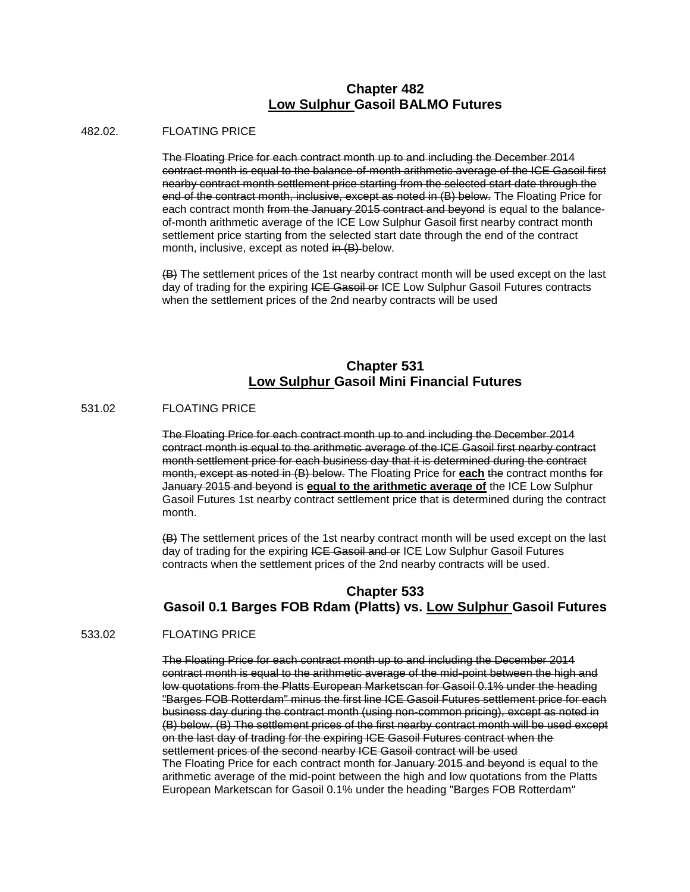## Chapter 482
## <u>Low Sulphur</u> Gasoil BALMO Futures

482.02. FLOATING PRICE

~~The Floating Price for each contract month up to and including the December 2014 contract month is equal to the balance-of-month arithmetic average of the ICE Gasoil first nearby contract month settlement price starting from the selected start date through the end of the contract month, inclusive, except as noted in (B) below.~~ The Floating Price for each contract month ~~from the January 2015 contract and beyond~~ is equal to the balance-of-month arithmetic average of the ICE Low Sulphur Gasoil first nearby contract month settlement price starting from the selected start date through the end of the contract month, inclusive, except as noted ~~in (B)~~ below.

~~(B)~~ The settlement prices of the 1st nearby contract month will be used except on the last day of trading for the expiring ~~ICE Gasoil or~~ ICE Low Sulphur Gasoil Futures contracts when the settlement prices of the 2nd nearby contracts will be used

## Chapter 531
## <u>Low Sulphur</u> Gasoil Mini Financial Futures

531.02 FLOATING PRICE

~~The Floating Price for each contract month up to and including the December 2014 contract month is equal to the arithmetic average of the ICE Gasoil first nearby contract month settlement price for each business day that it is determined during the contract month, except as noted in (B) below.~~ The Floating Price for **<u>each</u>** ~~the~~ contract month~~s~~ ~~for January 2015 and beyond~~ is **<u>equal to the arithmetic average of</u>** the ICE Low Sulphur Gasoil Futures 1st nearby contract settlement price that is determined during the contract month.

~~(B)~~ The settlement prices of the 1st nearby contract month will be used except on the last day of trading for the expiring ~~ICE Gasoil and or~~ ICE Low Sulphur Gasoil Futures contracts when the settlement prices of the 2nd nearby contracts will be used.

## Chapter 533
## Gasoil 0.1 Barges FOB Rdam (Platts) vs. <u>Low Sulphur</u> Gasoil Futures

533.02 FLOATING PRICE

~~The Floating Price for each contract month up to and including the December 2014 contract month is equal to the arithmetic average of the mid-point between the high and low quotations from the Platts European Marketscan for Gasoil 0.1% under the heading "Barges FOB Rotterdam" minus the first line ICE Gasoil Futures settlement price for each business day during the contract month (using non-common pricing), except as noted in (B) below. (B) The settlement prices of the first nearby contract month will be used except on the last day of trading for the expiring ICE Gasoil Futures contract when the settlement prices of the second nearby ICE Gasoil contract will be used~~
The Floating Price for each contract month ~~for January 2015 and beyond~~ is equal to the arithmetic average of the mid-point between the high and low quotations from the Platts European Marketscan for Gasoil 0.1% under the heading "Barges FOB Rotterdam"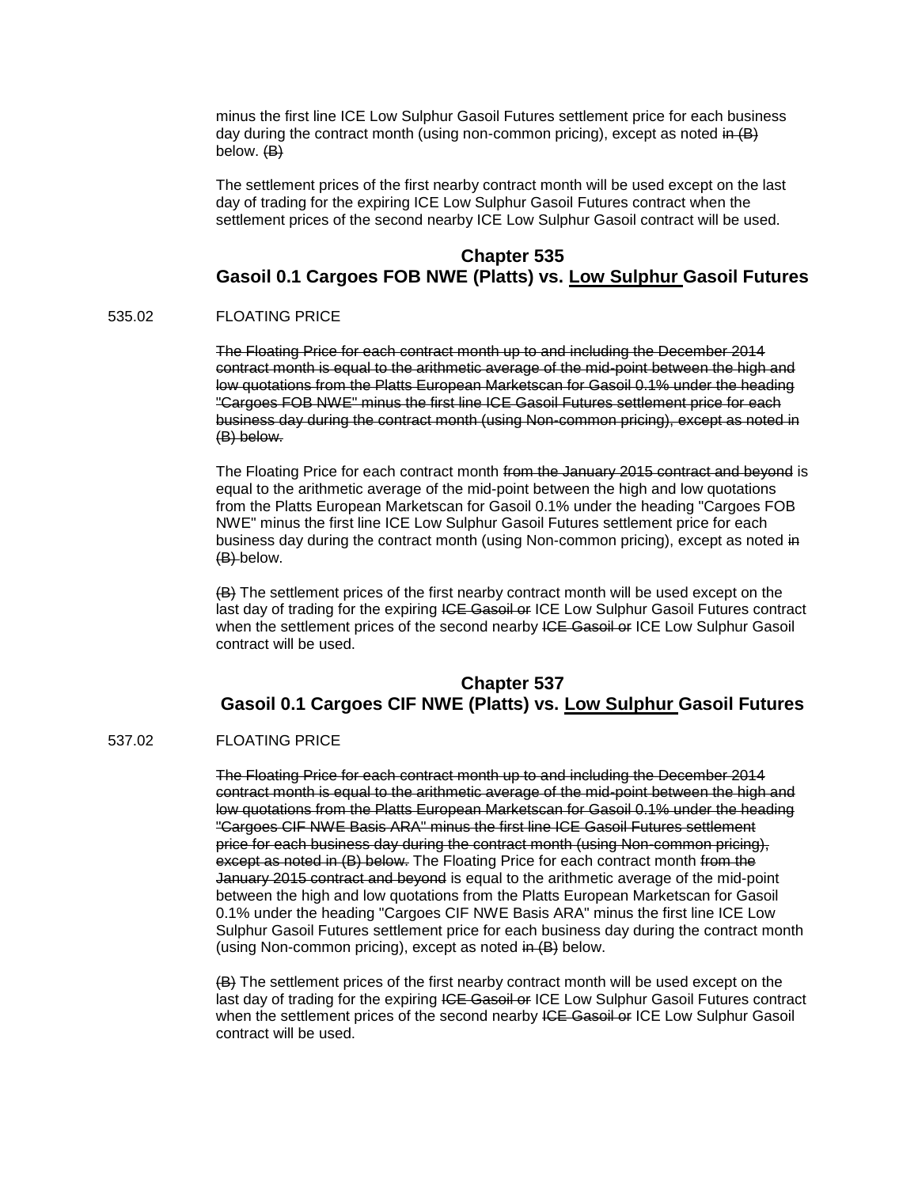minus the first line ICE Low Sulphur Gasoil Futures settlement price for each business day during the contract month (using non-common pricing), except as noted ~~in (B)~~ below. ~~(B)~~

The settlement prices of the first nearby contract month will be used except on the last day of trading for the expiring ICE Low Sulphur Gasoil Futures contract when the settlement prices of the second nearby ICE Low Sulphur Gasoil contract will be used.

## Chapter 535
## Gasoil 0.1 Cargoes FOB NWE (Platts) vs. <u>Low Sulphur</u> Gasoil Futures

535.02 FLOATING PRICE

~~The Floating Price for each contract month up to and including the December 2014 contract month is equal to the arithmetic average of the mid-point between the high and low quotations from the Platts European Marketscan for Gasoil 0.1% under the heading "Cargoes FOB NWE" minus the first line ICE Gasoil Futures settlement price for each business day during the contract month (using Non-common pricing), except as noted in (B) below.~~

The Floating Price for each contract month ~~from the January 2015 contract and beyond~~ is equal to the arithmetic average of the mid-point between the high and low quotations from the Platts European Marketscan for Gasoil 0.1% under the heading "Cargoes FOB NWE" minus the first line ICE Low Sulphur Gasoil Futures settlement price for each business day during the contract month (using Non-common pricing), except as noted ~~in (B)~~ below.

~~(B)~~ The settlement prices of the first nearby contract month will be used except on the last day of trading for the expiring ~~ICE Gasoil or~~ ICE Low Sulphur Gasoil Futures contract when the settlement prices of the second nearby ~~ICE Gasoil or~~ ICE Low Sulphur Gasoil contract will be used.

## Chapter 537
## Gasoil 0.1 Cargoes CIF NWE (Platts) vs. <u>Low Sulphur</u> Gasoil Futures

537.02 FLOATING PRICE

~~The Floating Price for each contract month up to and including the December 2014 contract month is equal to the arithmetic average of the mid-point between the high and low quotations from the Platts European Marketscan for Gasoil 0.1% under the heading "Cargoes CIF NWE Basis ARA" minus the first line ICE Gasoil Futures settlement price for each business day during the contract month (using Non-common pricing), except as noted in (B) below.~~ The Floating Price for each contract month ~~from the January 2015 contract and beyond~~ is equal to the arithmetic average of the mid-point between the high and low quotations from the Platts European Marketscan for Gasoil 0.1% under the heading "Cargoes CIF NWE Basis ARA" minus the first line ICE Low Sulphur Gasoil Futures settlement price for each business day during the contract month (using Non-common pricing), except as noted ~~in (B)~~ below.

~~(B)~~ The settlement prices of the first nearby contract month will be used except on the last day of trading for the expiring ~~ICE Gasoil or~~ ICE Low Sulphur Gasoil Futures contract when the settlement prices of the second nearby ~~ICE Gasoil or~~ ICE Low Sulphur Gasoil contract will be used.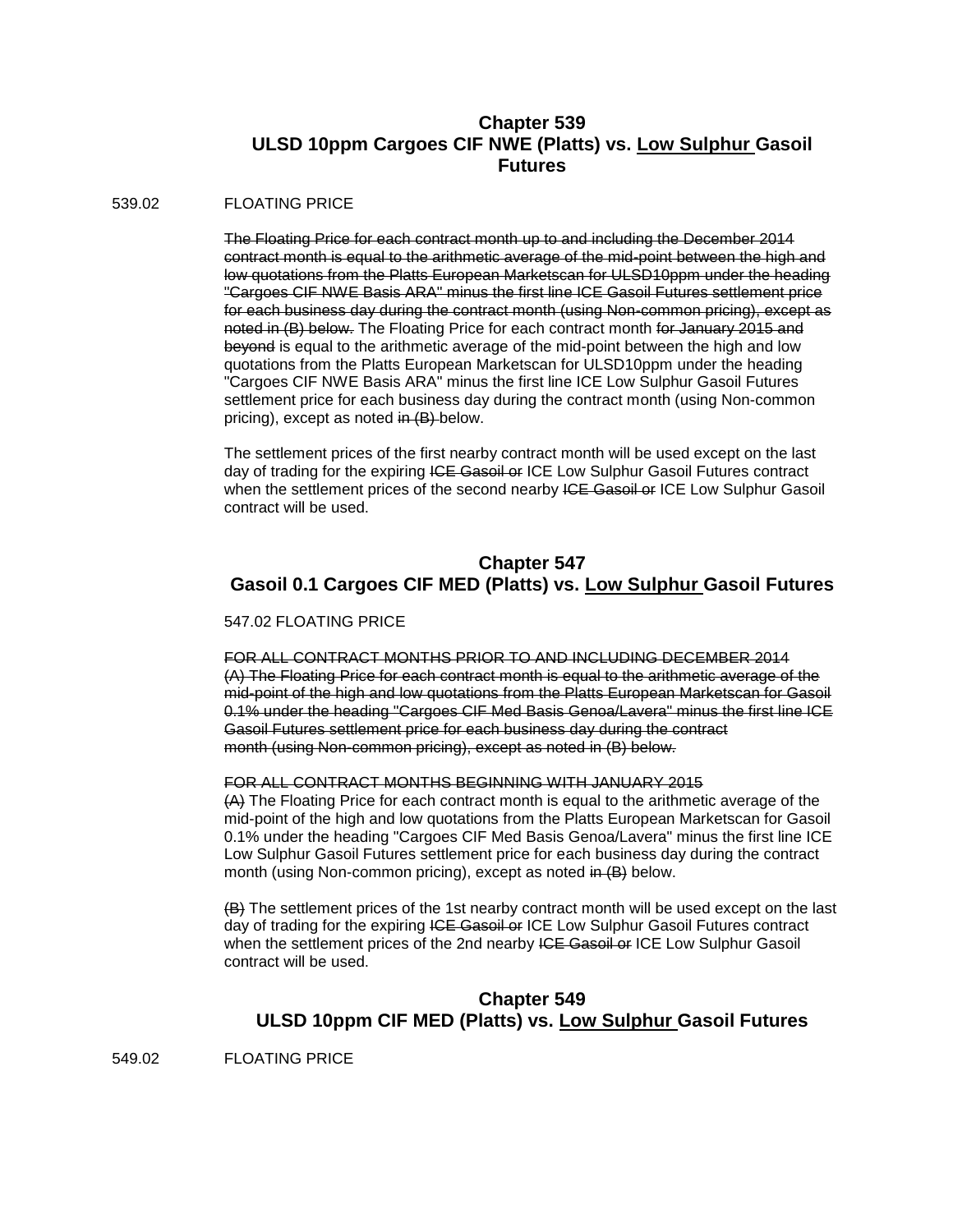## Chapter 539
## ULSD 10ppm Cargoes CIF NWE (Platts) vs. <u>Low Sulphur</u> Gasoil Futures

539.02 FLOATING PRICE

~~The Floating Price for each contract month up to and including the December 2014 contract month is equal to the arithmetic average of the mid-point between the high and low quotations from the Platts European Marketscan for ULSD10ppm under the heading "Cargoes CIF NWE Basis ARA" minus the first line ICE Gasoil Futures settlement price for each business day during the contract month (using Non-common pricing), except as noted in (B) below.~~ The Floating Price for each contract month ~~for January 2015 and beyond~~ is equal to the arithmetic average of the mid-point between the high and low quotations from the Platts European Marketscan for ULSD10ppm under the heading "Cargoes CIF NWE Basis ARA" minus the first line ICE Low Sulphur Gasoil Futures settlement price for each business day during the contract month (using Non-common pricing), except as noted ~~in (B)~~ below.

The settlement prices of the first nearby contract month will be used except on the last day of trading for the expiring ~~ICE Gasoil or~~ ICE Low Sulphur Gasoil Futures contract when the settlement prices of the second nearby ~~ICE Gasoil or~~ ICE Low Sulphur Gasoil contract will be used.

## Chapter 547
## Gasoil 0.1 Cargoes CIF MED (Platts) vs. <u>Low Sulphur</u> Gasoil Futures

547.02 FLOATING PRICE

~~FOR ALL CONTRACT MONTHS PRIOR TO AND INCLUDING DECEMBER 2014~~
~~(A) The Floating Price for each contract month is equal to the arithmetic average of the mid-point of the high and low quotations from the Platts European Marketscan for Gasoil 0.1% under the heading "Cargoes CIF Med Basis Genoa/Lavera" minus the first line ICE Gasoil Futures settlement price for each business day during the contract month (using Non-common pricing), except as noted in (B) below.~~

~~FOR ALL CONTRACT MONTHS BEGINNING WITH JANUARY 2015~~
~~(A)~~ The Floating Price for each contract month is equal to the arithmetic average of the mid-point of the high and low quotations from the Platts European Marketscan for Gasoil 0.1% under the heading "Cargoes CIF Med Basis Genoa/Lavera" minus the first line ICE Low Sulphur Gasoil Futures settlement price for each business day during the contract month (using Non-common pricing), except as noted ~~in (B)~~ below.

~~(B)~~ The settlement prices of the 1st nearby contract month will be used except on the last day of trading for the expiring ~~ICE Gasoil or~~ ICE Low Sulphur Gasoil Futures contract when the settlement prices of the 2nd nearby ~~ICE Gasoil or~~ ICE Low Sulphur Gasoil contract will be used.

## Chapter 549
## ULSD 10ppm CIF MED (Platts) vs. <u>Low Sulphur</u> Gasoil Futures

549.02 FLOATING PRICE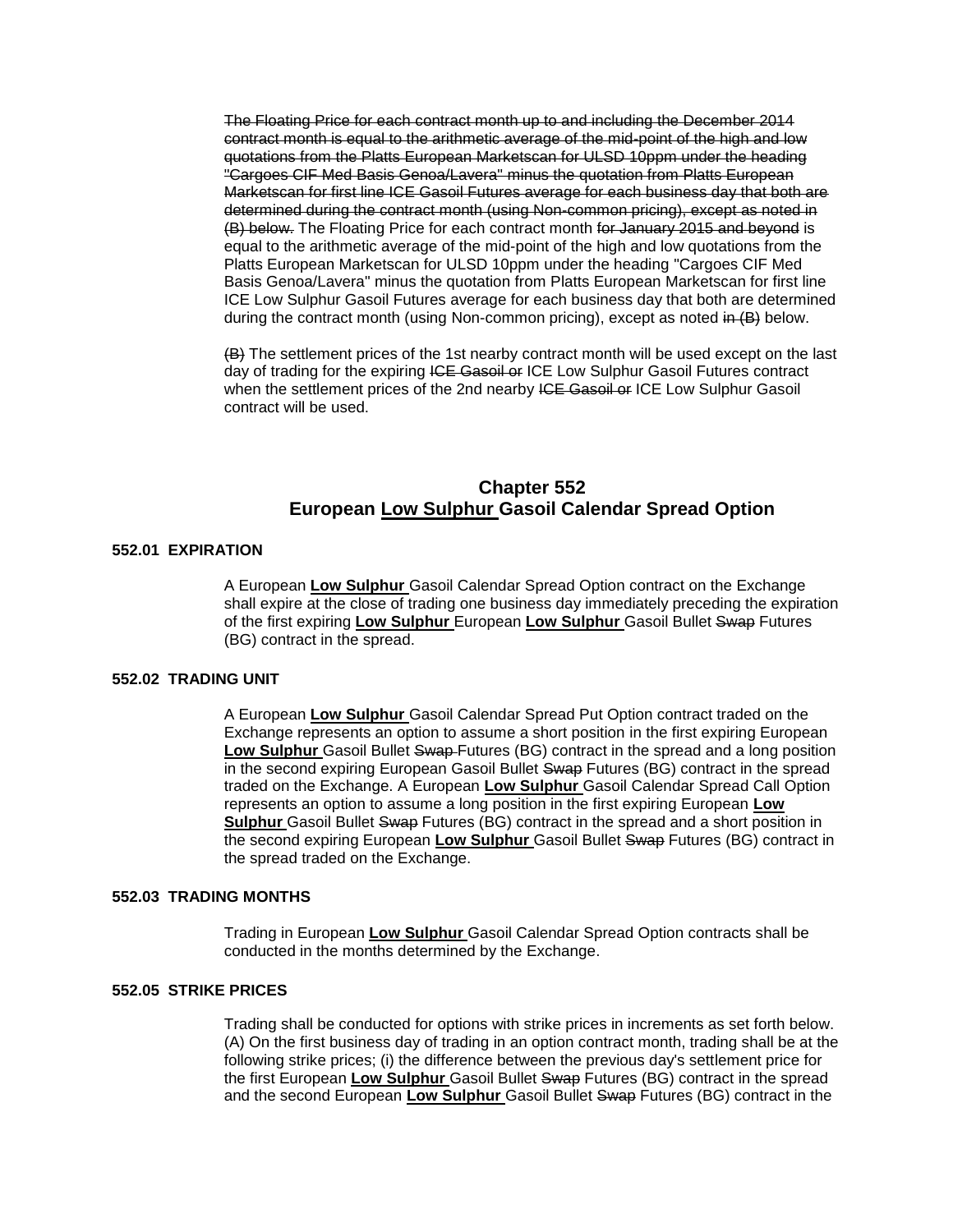~~The Floating Price for each contract month up to and including the December 2014 contract month is equal to the arithmetic average of the mid-point of the high and low quotations from the Platts European Marketscan for ULSD 10ppm under the heading "Cargoes CIF Med Basis Genoa/Lavera" minus the quotation from Platts European Marketscan for first line ICE Gasoil Futures average for each business day that both are determined during the contract month (using Non-common pricing), except as noted in (B) below.~~ The Floating Price for each contract month ~~for January 2015 and beyond~~ is equal to the arithmetic average of the mid-point of the high and low quotations from the Platts European Marketscan for ULSD 10ppm under the heading "Cargoes CIF Med Basis Genoa/Lavera" minus the quotation from Platts European Marketscan for first line ICE Low Sulphur Gasoil Futures average for each business day that both are determined during the contract month (using Non-common pricing), except as noted ~~in (B)~~ below.

~~(B)~~ The settlement prices of the 1st nearby contract month will be used except on the last day of trading for the expiring ~~ICE Gasoil or~~ ICE Low Sulphur Gasoil Futures contract when the settlement prices of the 2nd nearby ~~ICE Gasoil or~~ ICE Low Sulphur Gasoil contract will be used.

## Chapter 552
## European <u>Low Sulphur</u> Gasoil Calendar Spread Option

### 552.01 EXPIRATION

A European **<u>Low Sulphur</u>** Gasoil Calendar Spread Option contract on the Exchange shall expire at the close of trading one business day immediately preceding the expiration of the first expiring **<u>Low Sulphur</u>** European **<u>Low Sulphur</u>** Gasoil Bullet ~~Swap~~ Futures (BG) contract in the spread.

### 552.02 TRADING UNIT

A European **<u>Low Sulphur</u>** Gasoil Calendar Spread Put Option contract traded on the Exchange represents an option to assume a short position in the first expiring European **<u>Low Sulphur</u>** Gasoil Bullet ~~Swap~~ Futures (BG) contract in the spread and a long position in the second expiring European Gasoil Bullet ~~Swap~~ Futures (BG) contract in the spread traded on the Exchange. A European **<u>Low Sulphur</u>** Gasoil Calendar Spread Call Option represents an option to assume a long position in the first expiring European **<u>Low Sulphur</u>** Gasoil Bullet ~~Swap~~ Futures (BG) contract in the spread and a short position in the second expiring European **<u>Low Sulphur</u>** Gasoil Bullet ~~Swap~~ Futures (BG) contract in the spread traded on the Exchange.

### 552.03 TRADING MONTHS

Trading in European **<u>Low Sulphur</u>** Gasoil Calendar Spread Option contracts shall be conducted in the months determined by the Exchange.

### 552.05 STRIKE PRICES

Trading shall be conducted for options with strike prices in increments as set forth below. (A) On the first business day of trading in an option contract month, trading shall be at the following strike prices; (i) the difference between the previous day's settlement price for the first European **<u>Low Sulphur</u>** Gasoil Bullet ~~Swap~~ Futures (BG) contract in the spread and the second European **<u>Low Sulphur</u>** Gasoil Bullet ~~Swap~~ Futures (BG) contract in the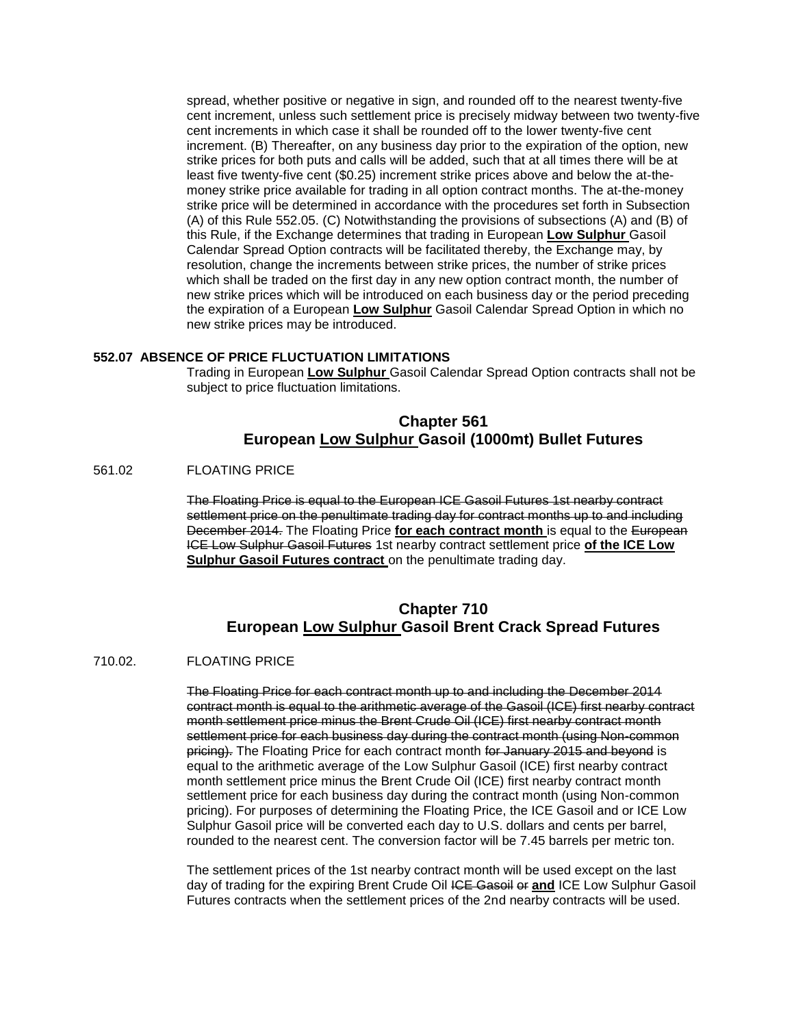spread, whether positive or negative in sign, and rounded off to the nearest twenty-five cent increment, unless such settlement price is precisely midway between two twenty-five cent increments in which case it shall be rounded off to the lower twenty-five cent increment. (B) Thereafter, on any business day prior to the expiration of the option, new strike prices for both puts and calls will be added, such that at all times there will be at least five twenty-five cent ($0.25) increment strike prices above and below the at-the-money strike price available for trading in all option contract months. The at-the-money strike price will be determined in accordance with the procedures set forth in Subsection (A) of this Rule 552.05. (C) Notwithstanding the provisions of subsections (A) and (B) of this Rule, if the Exchange determines that trading in European **Low Sulphur** Gasoil Calendar Spread Option contracts will be facilitated thereby, the Exchange may, by resolution, change the increments between strike prices, the number of strike prices which shall be traded on the first day in any new option contract month, the number of new strike prices which will be introduced on each business day or the period preceding the expiration of a European **Low Sulphur** Gasoil Calendar Spread Option in which no new strike prices may be introduced.

**552.07 ABSENCE OF PRICE FLUCTUATION LIMITATIONS**

Trading in European **Low Sulphur** Gasoil Calendar Spread Option contracts shall not be subject to price fluctuation limitations.

## Chapter 561
## European Low Sulphur Gasoil (1000mt) Bullet Futures

561.02 FLOATING PRICE

~~The Floating Price is equal to the European ICE Gasoil Futures 1st nearby contract settlement price on the penultimate trading day for contract months up to and including December 2014.~~ The Floating Price **for each contract month** is equal to the ~~European ICE Low Sulphur Gasoil Futures~~ 1st nearby contract settlement price **of the ICE Low Sulphur Gasoil Futures contract** on the penultimate trading day.

## Chapter 710
## European Low Sulphur Gasoil Brent Crack Spread Futures

710.02. FLOATING PRICE

~~The Floating Price for each contract month up to and including the December 2014 contract month is equal to the arithmetic average of the Gasoil (ICE) first nearby contract month settlement price minus the Brent Crude Oil (ICE) first nearby contract month settlement price for each business day during the contract month (using Non-common pricing).~~ The Floating Price for each contract month ~~for January 2015 and beyond~~ is equal to the arithmetic average of the Low Sulphur Gasoil (ICE) first nearby contract month settlement price minus the Brent Crude Oil (ICE) first nearby contract month settlement price for each business day during the contract month (using Non-common pricing). For purposes of determining the Floating Price, the ICE Gasoil and or ICE Low Sulphur Gasoil price will be converted each day to U.S. dollars and cents per barrel, rounded to the nearest cent. The conversion factor will be 7.45 barrels per metric ton.

The settlement prices of the 1st nearby contract month will be used except on the last day of trading for the expiring Brent Crude Oil ~~ICE Gasoil~~ ~~or~~ **and** ICE Low Sulphur Gasoil Futures contracts when the settlement prices of the 2nd nearby contracts will be used.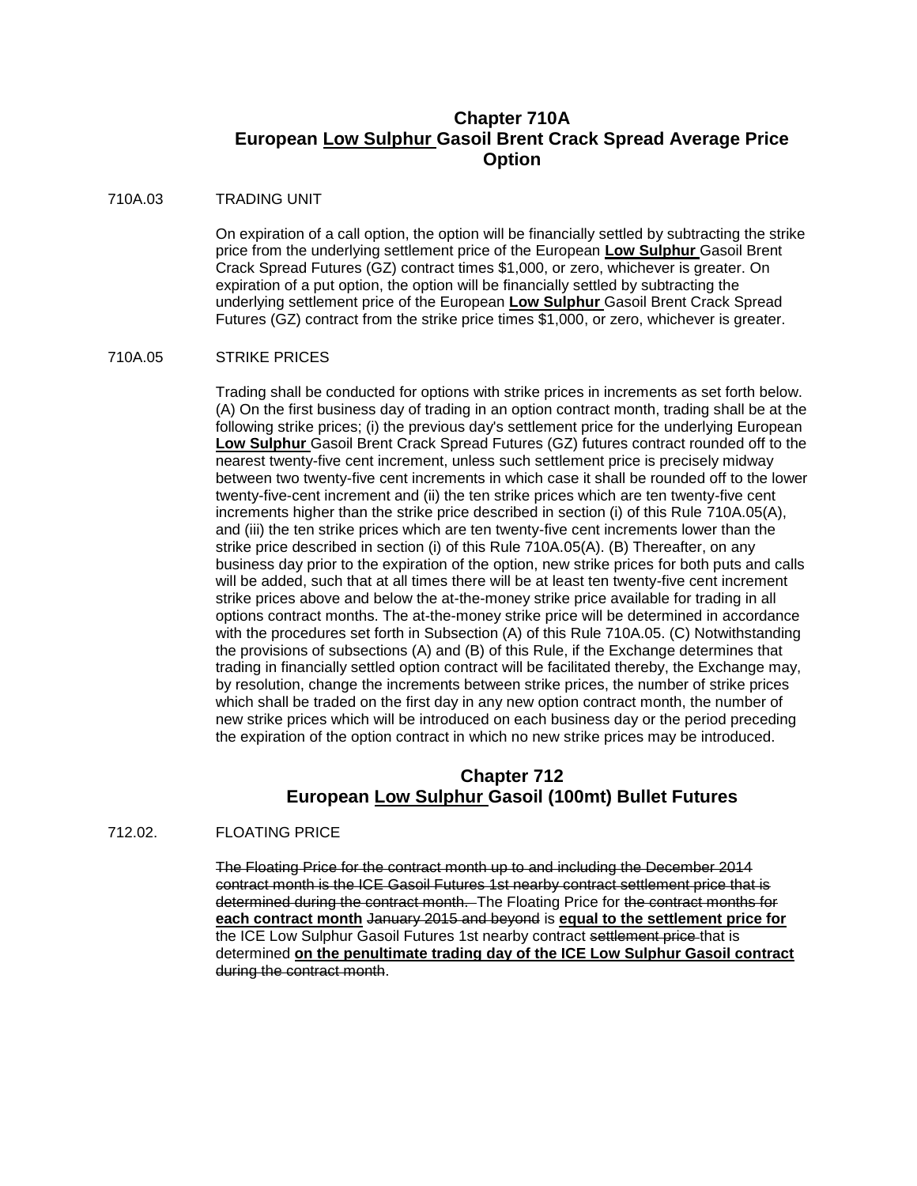# Chapter 710A
# European <u>Low Sulphur</u> Gasoil Brent Crack Spread Average Price Option

710A.03 TRADING UNIT

On expiration of a call option, the option will be financially settled by subtracting the strike price from the underlying settlement price of the European **<u>Low Sulphur</u>** Gasoil Brent Crack Spread Futures (GZ) contract times $1,000, or zero, whichever is greater. On expiration of a put option, the option will be financially settled by subtracting the underlying settlement price of the European **<u>Low Sulphur</u>** Gasoil Brent Crack Spread Futures (GZ) contract from the strike price times $1,000, or zero, whichever is greater.

710A.05 STRIKE PRICES

Trading shall be conducted for options with strike prices in increments as set forth below. (A) On the first business day of trading in an option contract month, trading shall be at the following strike prices; (i) the previous day's settlement price for the underlying European **<u>Low Sulphur</u>** Gasoil Brent Crack Spread Futures (GZ) futures contract rounded off to the nearest twenty-five cent increment, unless such settlement price is precisely midway between two twenty-five cent increments in which case it shall be rounded off to the lower twenty-five-cent increment and (ii) the ten strike prices which are ten twenty-five cent increments higher than the strike price described in section (i) of this Rule 710A.05(A), and (iii) the ten strike prices which are ten twenty-five cent increments lower than the strike price described in section (i) of this Rule 710A.05(A). (B) Thereafter, on any business day prior to the expiration of the option, new strike prices for both puts and calls will be added, such that at all times there will be at least ten twenty-five cent increment strike prices above and below the at-the-money strike price available for trading in all options contract months. The at-the-money strike price will be determined in accordance with the procedures set forth in Subsection (A) of this Rule 710A.05. (C) Notwithstanding the provisions of subsections (A) and (B) of this Rule, if the Exchange determines that trading in financially settled option contract will be facilitated thereby, the Exchange may, by resolution, change the increments between strike prices, the number of strike prices which shall be traded on the first day in any new option contract month, the number of new strike prices which will be introduced on each business day or the period preceding the expiration of the option contract in which no new strike prices may be introduced.

# Chapter 712
# European <u>Low Sulphur</u> Gasoil (100mt) Bullet Futures

712.02. FLOATING PRICE

~~The Floating Price for the contract month up to and including the December 2014 contract month is the ICE Gasoil Futures 1st nearby contract settlement price that is determined during the contract month.~~ The Floating Price for ~~the contract months for~~ **<u>each contract month</u>** ~~January 2015 and beyond~~ is **<u>equal to the settlement price for</u>** the ICE Low Sulphur Gasoil Futures 1st nearby contract ~~settlement price~~ that is determined **<u>on the penultimate trading day of the ICE Low Sulphur Gasoil contract</u>** ~~during the contract month~~.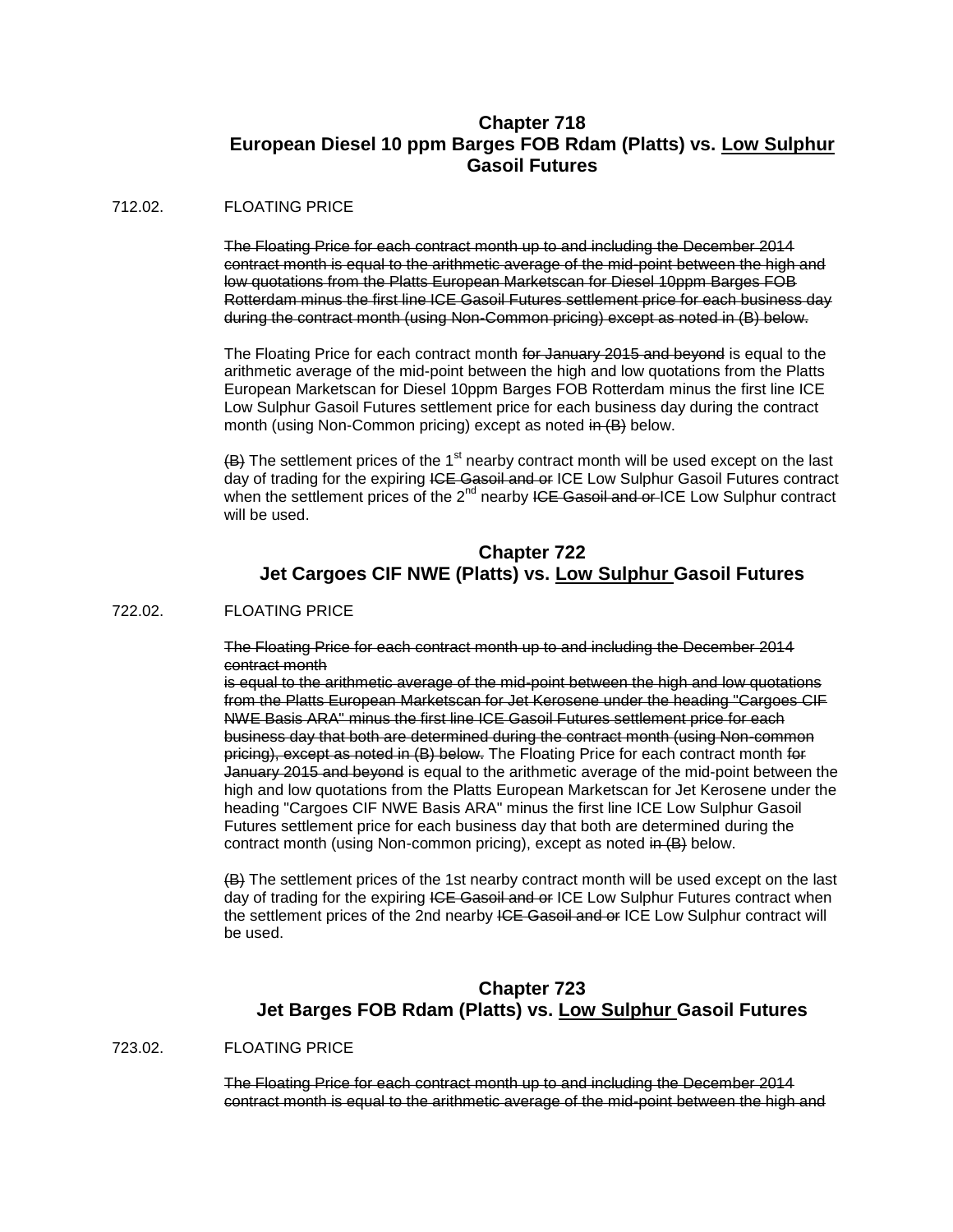## Chapter 718
## European Diesel 10 ppm Barges FOB Rdam (Platts) vs. <u>Low Sulphur</u> Gasoil Futures

712.02. FLOATING PRICE

~~The Floating Price for each contract month up to and including the December 2014 contract month is equal to the arithmetic average of the mid-point between the high and low quotations from the Platts European Marketscan for Diesel 10ppm Barges FOB Rotterdam minus the first line ICE Gasoil Futures settlement price for each business day during the contract month (using Non-Common pricing) except as noted in (B) below.~~

The Floating Price for each contract month ~~for January 2015 and beyond~~ is equal to the arithmetic average of the mid-point between the high and low quotations from the Platts European Marketscan for Diesel 10ppm Barges FOB Rotterdam minus the first line ICE Low Sulphur Gasoil Futures settlement price for each business day during the contract month (using Non-Common pricing) except as noted ~~in (B)~~ below.

~~(B)~~ The settlement prices of the 1st nearby contract month will be used except on the last day of trading for the expiring ~~ICE Gasoil and or~~ ICE Low Sulphur Gasoil Futures contract when the settlement prices of the 2nd nearby ~~ICE Gasoil and or~~ ICE Low Sulphur contract will be used.

## Chapter 722
## Jet Cargoes CIF NWE (Platts) vs. <u>Low Sulphur</u> Gasoil Futures

722.02. FLOATING PRICE

~~The Floating Price for each contract month up to and including the December 2014 contract month is equal to the arithmetic average of the mid-point between the high and low quotations from the Platts European Marketscan for Jet Kerosene under the heading "Cargoes CIF NWE Basis ARA" minus the first line ICE Gasoil Futures settlement price for each business day that both are determined during the contract month (using Non-common pricing), except as noted in (B) below.~~ The Floating Price for each contract month ~~for January 2015 and beyond~~ is equal to the arithmetic average of the mid-point between the high and low quotations from the Platts European Marketscan for Jet Kerosene under the heading "Cargoes CIF NWE Basis ARA" minus the first line ICE Low Sulphur Gasoil Futures settlement price for each business day that both are determined during the contract month (using Non-common pricing), except as noted ~~in (B)~~ below.

~~(B)~~ The settlement prices of the 1st nearby contract month will be used except on the last day of trading for the expiring ~~ICE Gasoil and or~~ ICE Low Sulphur Futures contract when the settlement prices of the 2nd nearby ~~ICE Gasoil and or~~ ICE Low Sulphur contract will be used.

## Chapter 723
## Jet Barges FOB Rdam (Platts) vs. <u>Low Sulphur</u> Gasoil Futures

723.02. FLOATING PRICE

~~The Floating Price for each contract month up to and including the December 2014 contract month is equal to the arithmetic average of the mid-point between the high and~~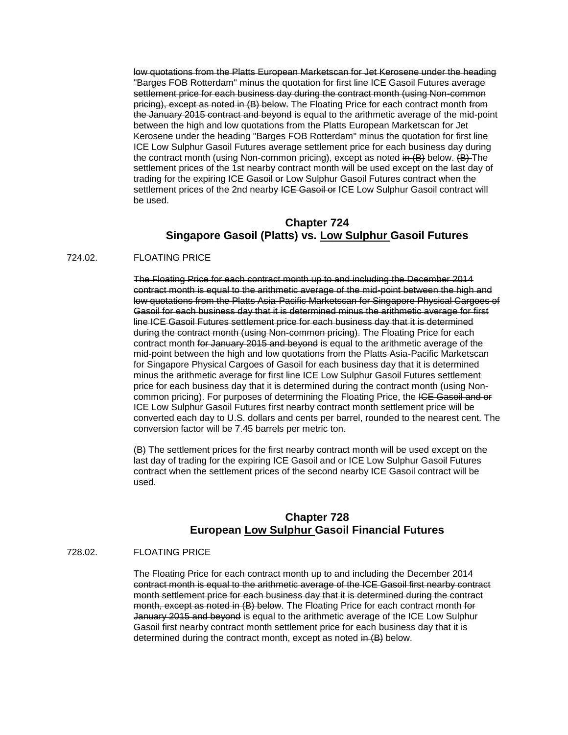~~low quotations from the Platts European Marketscan for Jet Kerosene under the heading "Barges FOB Rotterdam" minus the quotation for first line ICE Gasoil Futures average settlement price for each business day during the contract month (using Non-common pricing), except as noted in (B) below.~~ The Floating Price for each contract month ~~from the January 2015 contract and beyond~~ is equal to the arithmetic average of the mid-point between the high and low quotations from the Platts European Marketscan for Jet Kerosene under the heading "Barges FOB Rotterdam" minus the quotation for first line ICE Low Sulphur Gasoil Futures average settlement price for each business day during the contract month (using Non-common pricing), except as noted ~~in (B)~~ below. ~~(B)~~ The settlement prices of the 1st nearby contract month will be used except on the last day of trading for the expiring ICE ~~Gasoil or~~ Low Sulphur Gasoil Futures contract when the settlement prices of the 2nd nearby ~~ICE Gasoil or~~ ICE Low Sulphur Gasoil contract will be used.

## Chapter 724
## Singapore Gasoil (Platts) vs. <u>Low Sulphur</u> Gasoil Futures

724.02. FLOATING PRICE

~~The Floating Price for each contract month up to and including the December 2014 contract month is equal to the arithmetic average of the mid-point between the high and low quotations from the Platts Asia-Pacific Marketscan for Singapore Physical Cargoes of Gasoil for each business day that it is determined minus the arithmetic average for first line ICE Gasoil Futures settlement price for each business day that it is determined during the contract month (using Non-common pricing).~~ The Floating Price for each contract month ~~for January 2015 and beyond~~ is equal to the arithmetic average of the mid-point between the high and low quotations from the Platts Asia-Pacific Marketscan for Singapore Physical Cargoes of Gasoil for each business day that it is determined minus the arithmetic average for first line ICE Low Sulphur Gasoil Futures settlement price for each business day that it is determined during the contract month (using Non-common pricing). For purposes of determining the Floating Price, the ~~ICE Gasoil and or~~ ICE Low Sulphur Gasoil Futures first nearby contract month settlement price will be converted each day to U.S. dollars and cents per barrel, rounded to the nearest cent. The conversion factor will be 7.45 barrels per metric ton.

~~(B)~~ The settlement prices for the first nearby contract month will be used except on the last day of trading for the expiring ICE Gasoil and or ICE Low Sulphur Gasoil Futures contract when the settlement prices of the second nearby ICE Gasoil contract will be used.

## Chapter 728
## European <u>Low Sulphur</u> Gasoil Financial Futures

728.02. FLOATING PRICE

~~The Floating Price for each contract month up to and including the December 2014 contract month is equal to the arithmetic average of the ICE Gasoil first nearby contract month settlement price for each business day that it is determined during the contract month, except as noted in (B) below.~~ The Floating Price for each contract month ~~for January 2015 and beyond~~ is equal to the arithmetic average of the ICE Low Sulphur Gasoil first nearby contract month settlement price for each business day that it is determined during the contract month, except as noted ~~in (B)~~ below.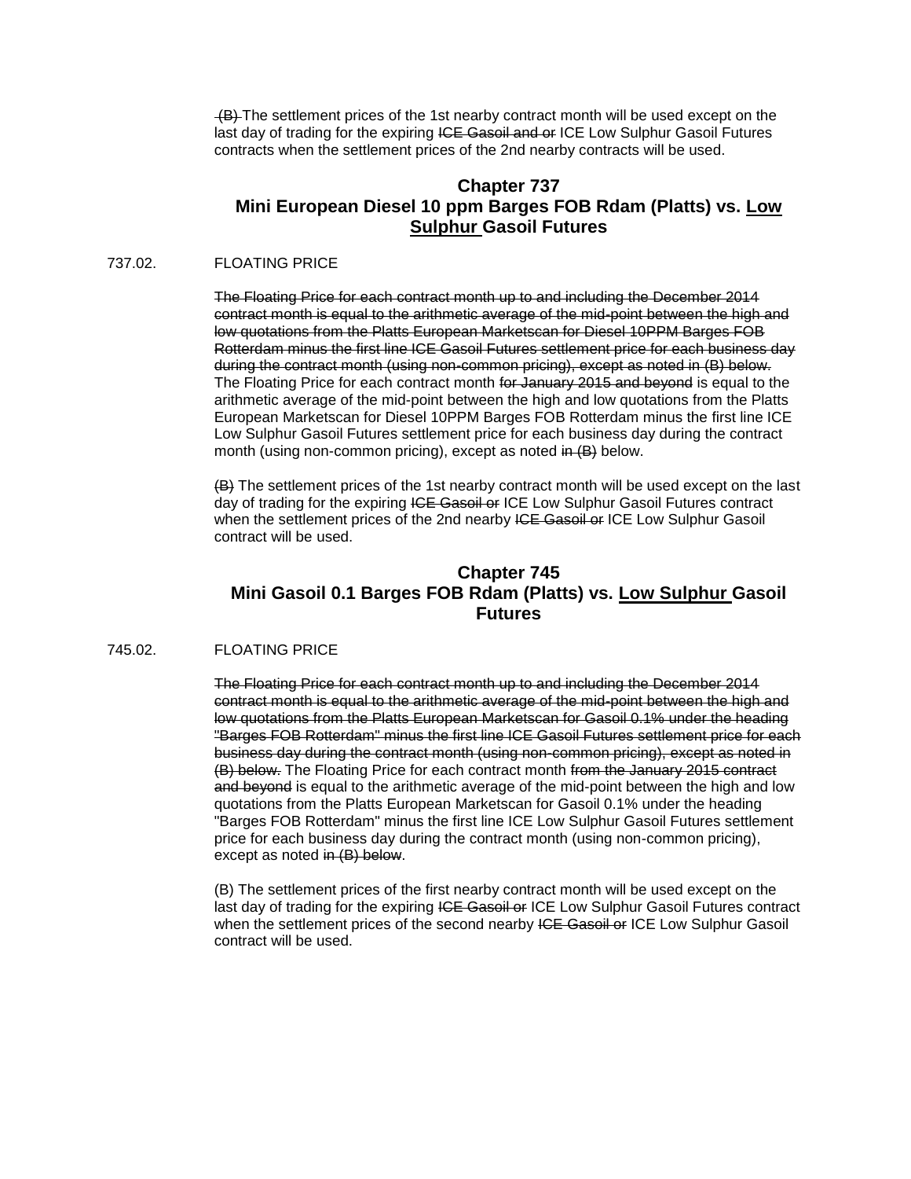~~(B)~~ The settlement prices of the 1st nearby contract month will be used except on the last day of trading for the expiring ~~ICE Gasoil and or~~ ICE Low Sulphur Gasoil Futures contracts when the settlement prices of the 2nd nearby contracts will be used.

## Chapter 737
## Mini European Diesel 10 ppm Barges FOB Rdam (Platts) vs. <u>Low Sulphur</u> Gasoil Futures

737.02. FLOATING PRICE

~~The Floating Price for each contract month up to and including the December 2014 contract month is equal to the arithmetic average of the mid-point between the high and low quotations from the Platts European Marketscan for Diesel 10PPM Barges FOB Rotterdam minus the first line ICE Gasoil Futures settlement price for each business day during the contract month (using non-common pricing), except as noted in (B) below.~~ The Floating Price for each contract month ~~for January 2015 and beyond~~ is equal to the arithmetic average of the mid-point between the high and low quotations from the Platts European Marketscan for Diesel 10PPM Barges FOB Rotterdam minus the first line ICE Low Sulphur Gasoil Futures settlement price for each business day during the contract month (using non-common pricing), except as noted ~~in (B)~~ below.

~~(B)~~ The settlement prices of the 1st nearby contract month will be used except on the last day of trading for the expiring ~~ICE Gasoil or~~ ICE Low Sulphur Gasoil Futures contract when the settlement prices of the 2nd nearby ~~ICE Gasoil or~~ ICE Low Sulphur Gasoil contract will be used.

## Chapter 745
## Mini Gasoil 0.1 Barges FOB Rdam (Platts) vs. <u>Low Sulphur</u> Gasoil Futures

745.02. FLOATING PRICE

~~The Floating Price for each contract month up to and including the December 2014 contract month is equal to the arithmetic average of the mid-point between the high and low quotations from the Platts European Marketscan for Gasoil 0.1% under the heading "Barges FOB Rotterdam" minus the first line ICE Gasoil Futures settlement price for each business day during the contract month (using non-common pricing), except as noted in (B) below.~~ The Floating Price for each contract month ~~from the January 2015 contract and beyond~~ is equal to the arithmetic average of the mid-point between the high and low quotations from the Platts European Marketscan for Gasoil 0.1% under the heading "Barges FOB Rotterdam" minus the first line ICE Low Sulphur Gasoil Futures settlement price for each business day during the contract month (using non-common pricing), except as noted ~~in (B) below~~.

(B) The settlement prices of the first nearby contract month will be used except on the last day of trading for the expiring ~~ICE Gasoil or~~ ICE Low Sulphur Gasoil Futures contract when the settlement prices of the second nearby ~~ICE Gasoil or~~ ICE Low Sulphur Gasoil contract will be used.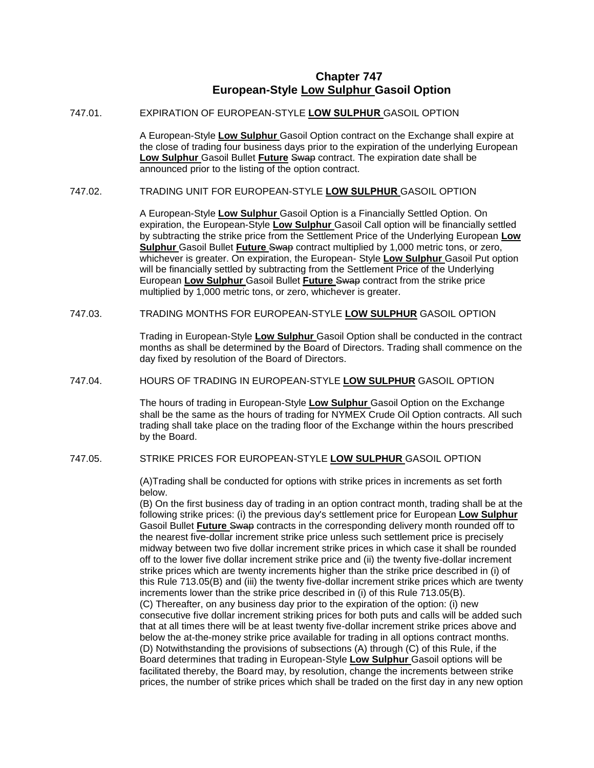# Chapter 747
# European-Style **Low Sulphur** Gasoil Option

747.01. EXPIRATION OF EUROPEAN-STYLE **LOW SULPHUR** GASOIL OPTION

A European-Style **Low Sulphur** Gasoil Option contract on the Exchange shall expire at the close of trading four business days prior to the expiration of the underlying European **Low Sulphur** Gasoil Bullet **Future** ~~Swap~~ contract. The expiration date shall be announced prior to the listing of the option contract.

747.02. TRADING UNIT FOR EUROPEAN-STYLE **LOW SULPHUR** GASOIL OPTION

A European-Style **Low Sulphur** Gasoil Option is a Financially Settled Option. On expiration, the European-Style **Low Sulphur** Gasoil Call option will be financially settled by subtracting the strike price from the Settlement Price of the Underlying European **Low Sulphur** Gasoil Bullet **Future** ~~Swap~~ contract multiplied by 1,000 metric tons, or zero, whichever is greater. On expiration, the European- Style **Low Sulphur** Gasoil Put option will be financially settled by subtracting from the Settlement Price of the Underlying European **Low Sulphur** Gasoil Bullet **Future** ~~Swap~~ contract from the strike price multiplied by 1,000 metric tons, or zero, whichever is greater.

747.03. TRADING MONTHS FOR EUROPEAN-STYLE **LOW SULPHUR** GASOIL OPTION

Trading in European-Style **Low Sulphur** Gasoil Option shall be conducted in the contract months as shall be determined by the Board of Directors. Trading shall commence on the day fixed by resolution of the Board of Directors.

747.04. HOURS OF TRADING IN EUROPEAN-STYLE **LOW SULPHUR** GASOIL OPTION

The hours of trading in European-Style **Low Sulphur** Gasoil Option on the Exchange shall be the same as the hours of trading for NYMEX Crude Oil Option contracts. All such trading shall take place on the trading floor of the Exchange within the hours prescribed by the Board.

747.05. STRIKE PRICES FOR EUROPEAN-STYLE **LOW SULPHUR** GASOIL OPTION

(A)Trading shall be conducted for options with strike prices in increments as set forth below.
(B) On the first business day of trading in an option contract month, trading shall be at the following strike prices: (i) the previous day's settlement price for European **Low Sulphur** Gasoil Bullet **Future** ~~Swap~~ contracts in the corresponding delivery month rounded off to the nearest five-dollar increment strike price unless such settlement price is precisely midway between two five dollar increment strike prices in which case it shall be rounded off to the lower five dollar increment strike price and (ii) the twenty five-dollar increment strike prices which are twenty increments higher than the strike price described in (i) of this Rule 713.05(B) and (iii) the twenty five-dollar increment strike prices which are twenty increments lower than the strike price described in (i) of this Rule 713.05(B).
(C) Thereafter, on any business day prior to the expiration of the option: (i) new consecutive five dollar increment striking prices for both puts and calls will be added such that at all times there will be at least twenty five-dollar increment strike prices above and below the at-the-money strike price available for trading in all options contract months.
(D) Notwithstanding the provisions of subsections (A) through (C) of this Rule, if the Board determines that trading in European-Style **Low Sulphur** Gasoil options will be facilitated thereby, the Board may, by resolution, change the increments between strike prices, the number of strike prices which shall be traded on the first day in any new option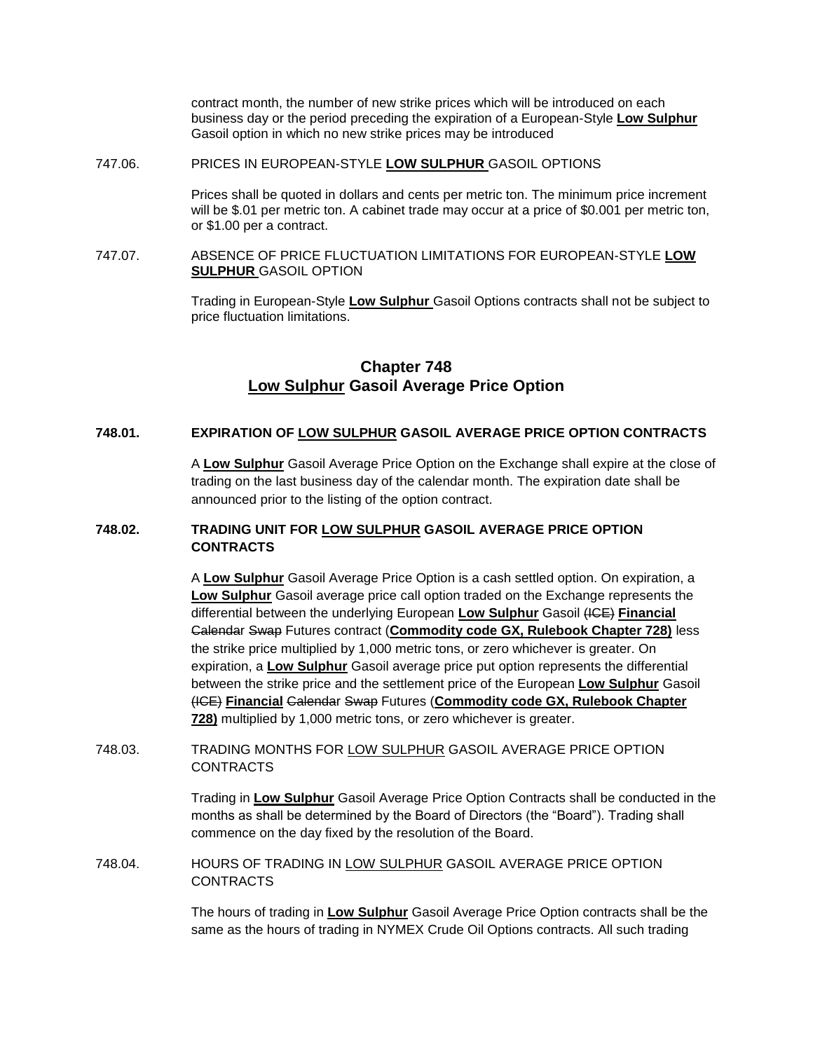contract month, the number of new strike prices which will be introduced on each business day or the period preceding the expiration of a European-Style **Low Sulphur** Gasoil option in which no new strike prices may be introduced

747.06. PRICES IN EUROPEAN-STYLE **LOW SULPHUR** GASOIL OPTIONS

Prices shall be quoted in dollars and cents per metric ton. The minimum price increment will be $.01 per metric ton. A cabinet trade may occur at a price of $0.001 per metric ton, or $1.00 per a contract.

747.07. ABSENCE OF PRICE FLUCTUATION LIMITATIONS FOR EUROPEAN-STYLE **LOW SULPHUR** GASOIL OPTION

Trading in European-Style **Low Sulphur** Gasoil Options contracts shall not be subject to price fluctuation limitations.

## Chapter 748
## Low Sulphur Gasoil Average Price Option

**748.01. EXPIRATION OF LOW SULPHUR GASOIL AVERAGE PRICE OPTION CONTRACTS**

A **Low Sulphur** Gasoil Average Price Option on the Exchange shall expire at the close of trading on the last business day of the calendar month. The expiration date shall be announced prior to the listing of the option contract.

**748.02. TRADING UNIT FOR LOW SULPHUR GASOIL AVERAGE PRICE OPTION CONTRACTS**

A **Low Sulphur** Gasoil Average Price Option is a cash settled option. On expiration, a **Low Sulphur** Gasoil average price call option traded on the Exchange represents the differential between the underlying European **Low Sulphur** Gasoil ~~(ICE)~~ **Financial** ~~Calenda~~r ~~Swap~~ Futures contract (**Commodity code GX, Rulebook Chapter 728)** less the strike price multiplied by 1,000 metric tons, or zero whichever is greater. On expiration, a **Low Sulphur** Gasoil average price put option represents the differential between the strike price and the settlement price of the European **Low Sulphur** Gasoil ~~(ICE)~~ **Financial** ~~Calenda~~r ~~Swap~~ Futures (**Commodity code GX, Rulebook Chapter 728)** multiplied by 1,000 metric tons, or zero whichever is greater.

748.03. TRADING MONTHS FOR LOW SULPHUR GASOIL AVERAGE PRICE OPTION CONTRACTS

Trading in **Low Sulphur** Gasoil Average Price Option Contracts shall be conducted in the months as shall be determined by the Board of Directors (the "Board"). Trading shall commence on the day fixed by the resolution of the Board.

748.04. HOURS OF TRADING IN LOW SULPHUR GASOIL AVERAGE PRICE OPTION CONTRACTS

The hours of trading in **Low Sulphur** Gasoil Average Price Option contracts shall be the same as the hours of trading in NYMEX Crude Oil Options contracts. All such trading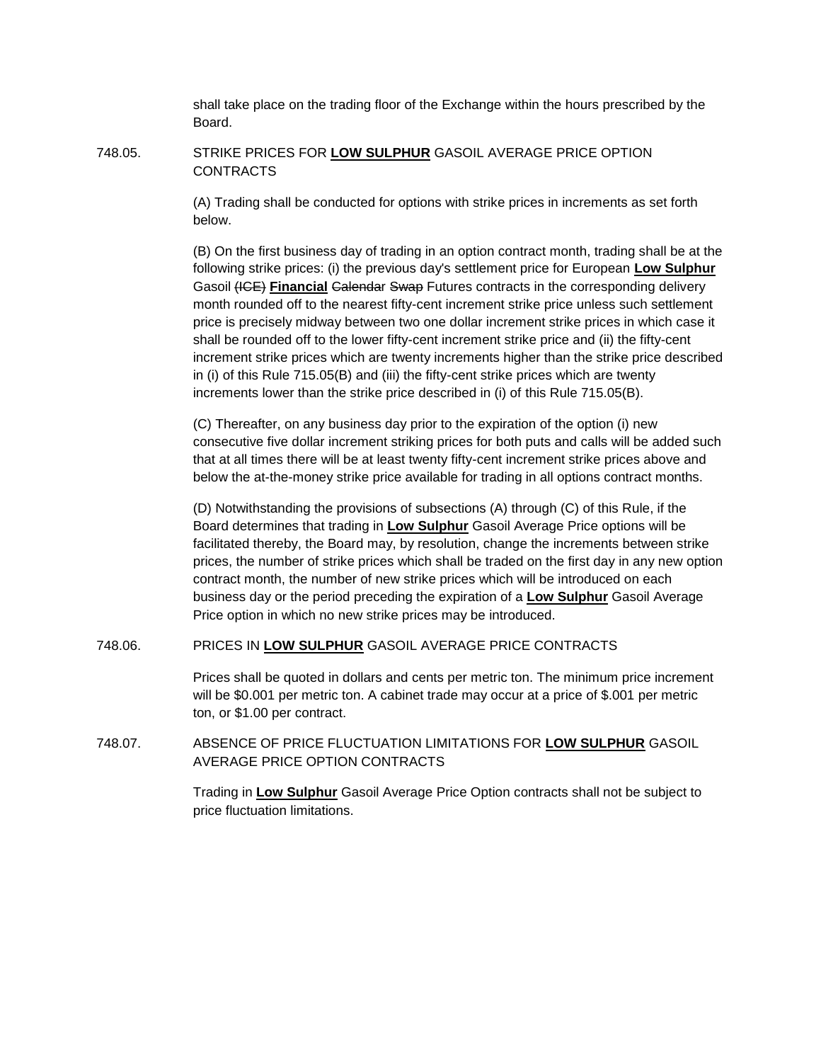shall take place on the trading floor of the Exchange within the hours prescribed by the Board.

748.05. STRIKE PRICES FOR **LOW SULPHUR** GASOIL AVERAGE PRICE OPTION CONTRACTS

(A) Trading shall be conducted for options with strike prices in increments as set forth below.

(B) On the first business day of trading in an option contract month, trading shall be at the following strike prices: (i) the previous day's settlement price for European **Low Sulphur** Gasoil ~~(ICE)~~ **Financial** ~~Calendar~~ ~~Swap~~ Futures contracts in the corresponding delivery month rounded off to the nearest fifty-cent increment strike price unless such settlement price is precisely midway between two one dollar increment strike prices in which case it shall be rounded off to the lower fifty-cent increment strike price and (ii) the fifty-cent increment strike prices which are twenty increments higher than the strike price described in (i) of this Rule 715.05(B) and (iii) the fifty-cent strike prices which are twenty increments lower than the strike price described in (i) of this Rule 715.05(B).

(C) Thereafter, on any business day prior to the expiration of the option (i) new consecutive five dollar increment striking prices for both puts and calls will be added such that at all times there will be at least twenty fifty-cent increment strike prices above and below the at-the-money strike price available for trading in all options contract months.

(D) Notwithstanding the provisions of subsections (A) through (C) of this Rule, if the Board determines that trading in **Low Sulphur** Gasoil Average Price options will be facilitated thereby, the Board may, by resolution, change the increments between strike prices, the number of strike prices which shall be traded on the first day in any new option contract month, the number of new strike prices which will be introduced on each business day or the period preceding the expiration of a **Low Sulphur** Gasoil Average Price option in which no new strike prices may be introduced.

748.06. PRICES IN **LOW SULPHUR** GASOIL AVERAGE PRICE CONTRACTS

Prices shall be quoted in dollars and cents per metric ton. The minimum price increment will be $0.001 per metric ton. A cabinet trade may occur at a price of $.001 per metric ton, or $1.00 per contract.

748.07. ABSENCE OF PRICE FLUCTUATION LIMITATIONS FOR **LOW SULPHUR** GASOIL AVERAGE PRICE OPTION CONTRACTS

Trading in **Low Sulphur** Gasoil Average Price Option contracts shall not be subject to price fluctuation limitations.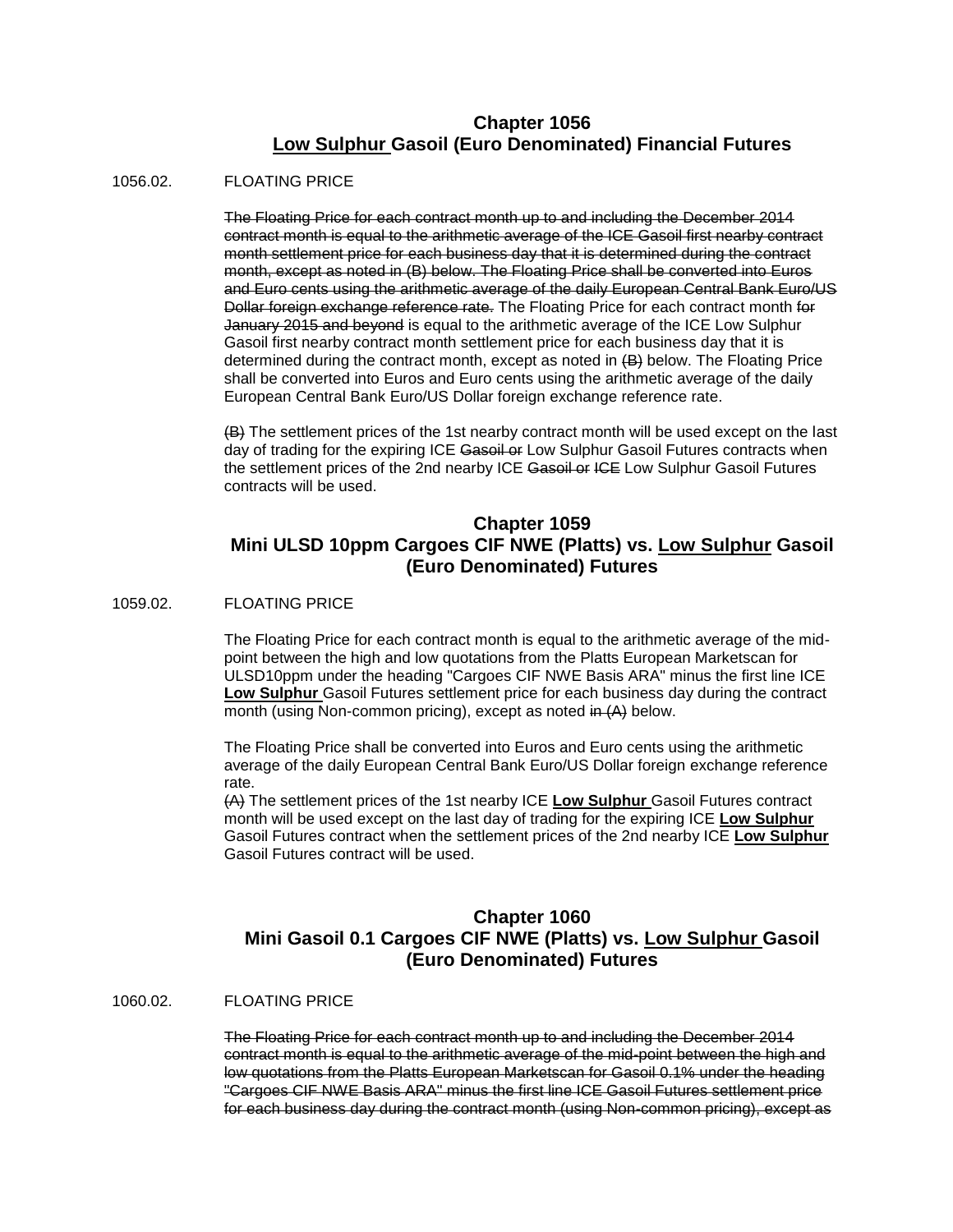## Chapter 1056
## <u>Low Sulphur</u> Gasoil (Euro Denominated) Financial Futures

1056.02. FLOATING PRICE

~~The Floating Price for each contract month up to and including the December 2014 contract month is equal to the arithmetic average of the ICE Gasoil first nearby contract month settlement price for each business day that it is determined during the contract month, except as noted in (B) below. The Floating Price shall be converted into Euros and Euro cents using the arithmetic average of the daily European Central Bank Euro/US Dollar foreign exchange reference rate.~~ The Floating Price for each contract month ~~for January 2015 and beyond~~ is equal to the arithmetic average of the ICE Low Sulphur Gasoil first nearby contract month settlement price for each business day that it is determined during the contract month, except as noted in ~~(B)~~ below. The Floating Price shall be converted into Euros and Euro cents using the arithmetic average of the daily European Central Bank Euro/US Dollar foreign exchange reference rate.

~~(B)~~ The settlement prices of the 1st nearby contract month will be used except on the last day of trading for the expiring ICE ~~Gasoil or~~ Low Sulphur Gasoil Futures contracts when the settlement prices of the 2nd nearby ICE ~~Gasoil or ICE~~ Low Sulphur Gasoil Futures contracts will be used.

## Chapter 1059
## Mini ULSD 10ppm Cargoes CIF NWE (Platts) vs. <u>Low Sulphur</u> Gasoil (Euro Denominated) Futures

1059.02. FLOATING PRICE

The Floating Price for each contract month is equal to the arithmetic average of the mid-point between the high and low quotations from the Platts European Marketscan for ULSD10ppm under the heading "Cargoes CIF NWE Basis ARA" minus the first line ICE **<u>Low Sulphur</u>** Gasoil Futures settlement price for each business day during the contract month (using Non-common pricing), except as noted ~~in (A)~~ below.

The Floating Price shall be converted into Euros and Euro cents using the arithmetic average of the daily European Central Bank Euro/US Dollar foreign exchange reference rate.
~~(A)~~ The settlement prices of the 1st nearby ICE **<u>Low Sulphur</u>** Gasoil Futures contract month will be used except on the last day of trading for the expiring ICE **<u>Low Sulphur</u>** Gasoil Futures contract when the settlement prices of the 2nd nearby ICE **<u>Low Sulphur</u>** Gasoil Futures contract will be used.

## Chapter 1060
## Mini Gasoil 0.1 Cargoes CIF NWE (Platts) vs. <u>Low Sulphur</u> Gasoil (Euro Denominated) Futures

1060.02. FLOATING PRICE

~~The Floating Price for each contract month up to and including the December 2014 contract month is equal to the arithmetic average of the mid-point between the high and low quotations from the Platts European Marketscan for Gasoil 0.1% under the heading "Cargoes CIF NWE Basis ARA" minus the first line ICE Gasoil Futures settlement price for each business day during the contract month (using Non-common pricing), except as~~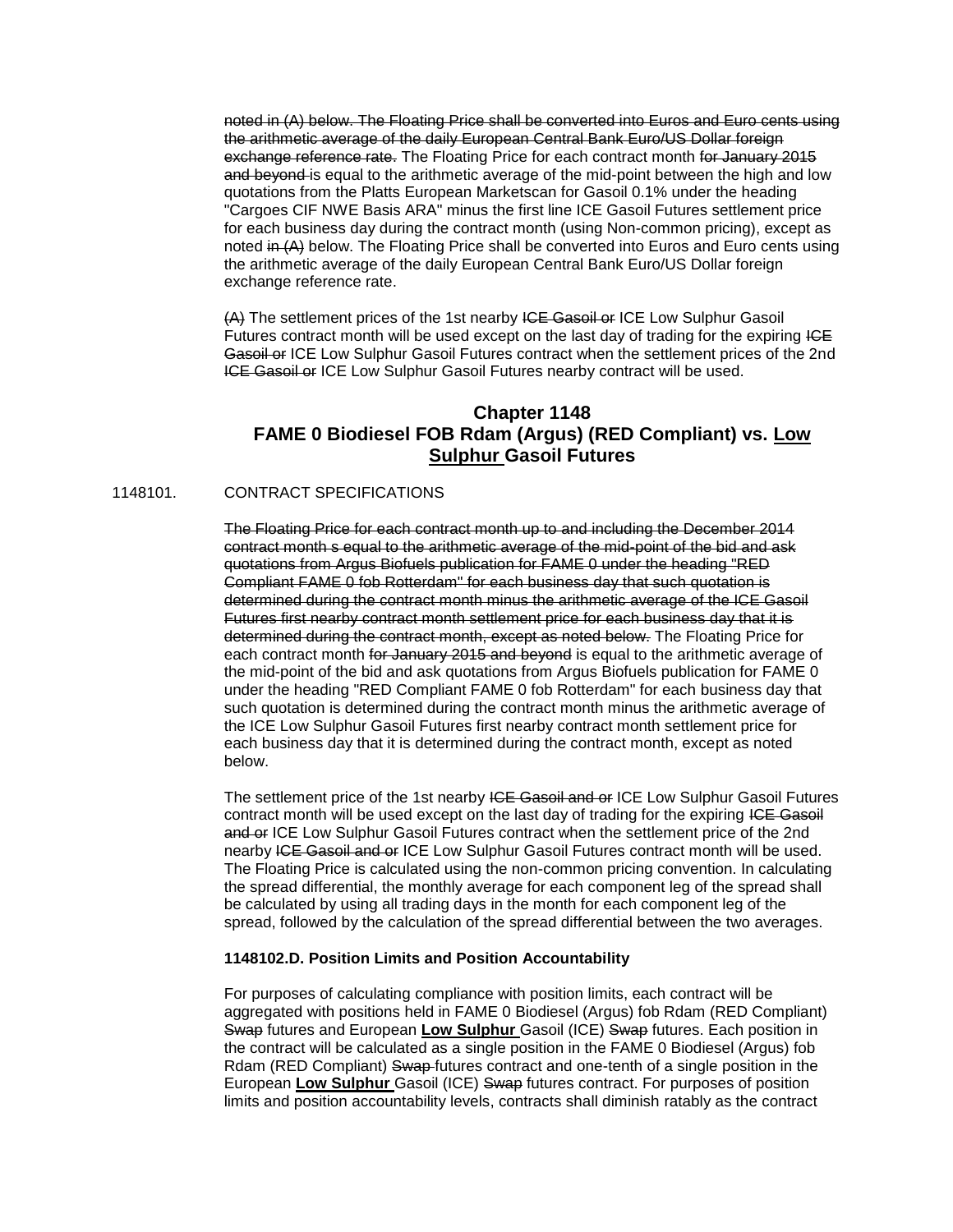~~noted in (A) below. The Floating Price shall be converted into Euros and Euro cents using the arithmetic average of the daily European Central Bank Euro/US Dollar foreign exchange reference rate.~~ The Floating Price for each contract month ~~for January 2015 and beyond~~ is equal to the arithmetic average of the mid-point between the high and low quotations from the Platts European Marketscan for Gasoil 0.1% under the heading "Cargoes CIF NWE Basis ARA" minus the first line ICE Gasoil Futures settlement price for each business day during the contract month (using Non-common pricing), except as noted ~~in (A)~~ below. The Floating Price shall be converted into Euros and Euro cents using the arithmetic average of the daily European Central Bank Euro/US Dollar foreign exchange reference rate.

~~(A)~~ The settlement prices of the 1st nearby ~~ICE Gasoil or~~ ICE Low Sulphur Gasoil Futures contract month will be used except on the last day of trading for the expiring ~~ICE Gasoil or~~ ICE Low Sulphur Gasoil Futures contract when the settlement prices of the 2nd ~~ICE Gasoil or~~ ICE Low Sulphur Gasoil Futures nearby contract will be used.

## Chapter 1148
## FAME 0 Biodiesel FOB Rdam (Argus) (RED Compliant) vs. <u>Low Sulphur</u> Gasoil Futures

1148101. CONTRACT SPECIFICATIONS

~~The Floating Price for each contract month up to and including the December 2014 contract month s equal to the arithmetic average of the mid-point of the bid and ask quotations from Argus Biofuels publication for FAME 0 under the heading "RED Compliant FAME 0 fob Rotterdam" for each business day that such quotation is determined during the contract month minus the arithmetic average of the ICE Gasoil Futures first nearby contract month settlement price for each business day that it is determined during the contract month, except as noted below.~~ The Floating Price for each contract month ~~for January 2015 and beyond~~ is equal to the arithmetic average of the mid-point of the bid and ask quotations from Argus Biofuels publication for FAME 0 under the heading "RED Compliant FAME 0 fob Rotterdam" for each business day that such quotation is determined during the contract month minus the arithmetic average of the ICE Low Sulphur Gasoil Futures first nearby contract month settlement price for each business day that it is determined during the contract month, except as noted below.

The settlement price of the 1st nearby ~~ICE Gasoil and or~~ ICE Low Sulphur Gasoil Futures contract month will be used except on the last day of trading for the expiring ~~ICE Gasoil and or~~ ICE Low Sulphur Gasoil Futures contract when the settlement price of the 2nd nearby ~~ICE Gasoil and or~~ ICE Low Sulphur Gasoil Futures contract month will be used. The Floating Price is calculated using the non-common pricing convention. In calculating the spread differential, the monthly average for each component leg of the spread shall be calculated by using all trading days in the month for each component leg of the spread, followed by the calculation of the spread differential between the two averages.

**1148102.D. Position Limits and Position Accountability**

For purposes of calculating compliance with position limits, each contract will be aggregated with positions held in FAME 0 Biodiesel (Argus) fob Rdam (RED Compliant) ~~Swap~~ futures and European **<u>Low Sulphur</u>** Gasoil (ICE) ~~Swap~~ futures. Each position in the contract will be calculated as a single position in the FAME 0 Biodiesel (Argus) fob Rdam (RED Compliant) ~~Swap~~ futures contract and one-tenth of a single position in the European **<u>Low Sulphur</u>** Gasoil (ICE) ~~Swap~~ futures contract. For purposes of position limits and position accountability levels, contracts shall diminish ratably as the contract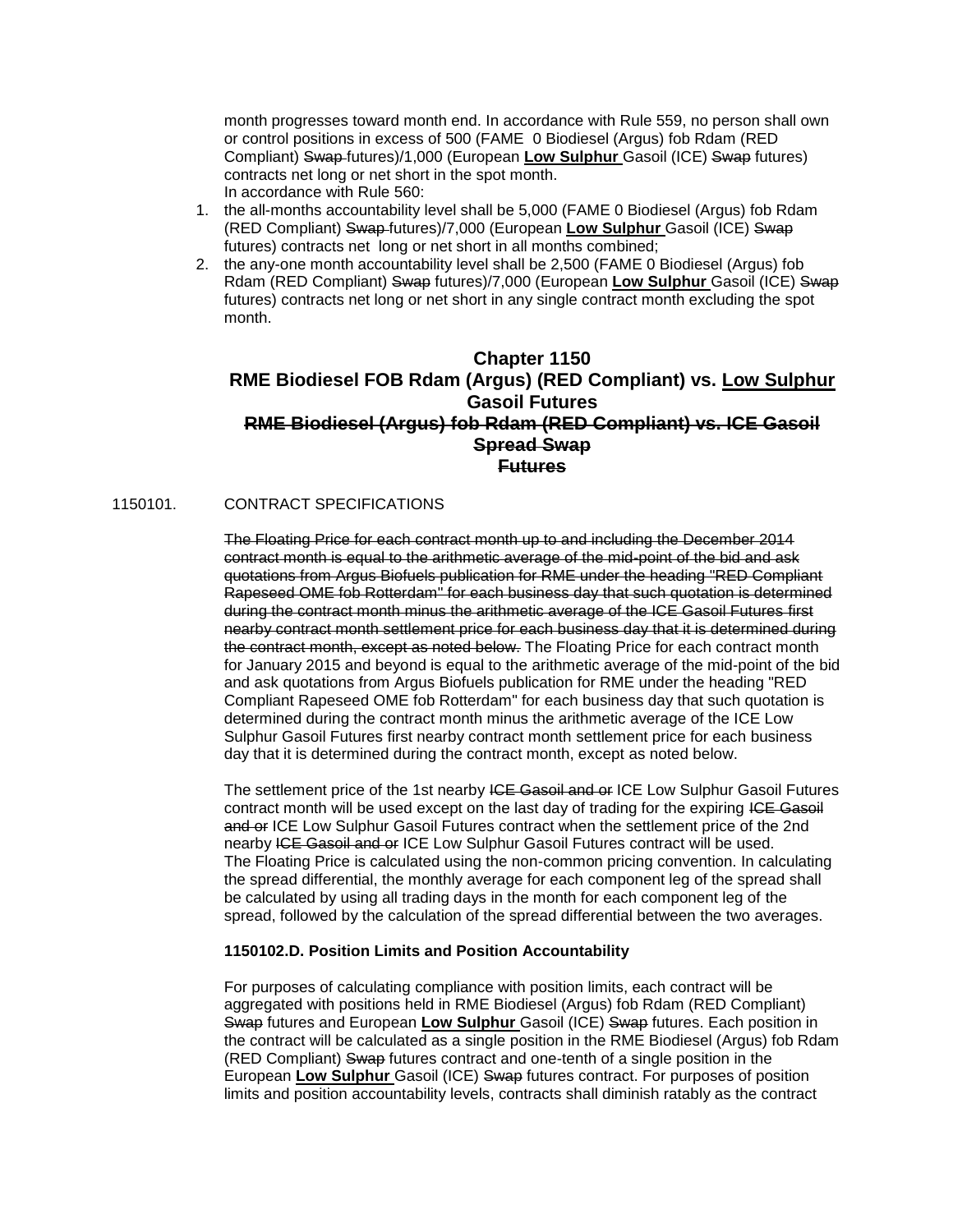month progresses toward month end. In accordance with Rule 559, no person shall own or control positions in excess of 500 (FAME 0 Biodiesel (Argus) fob Rdam (RED Compliant) ~~Swap~~ futures)/1,000 (European **Low Sulphur** Gasoil (ICE) ~~Swap~~ futures) contracts net long or net short in the spot month.

In accordance with Rule 560:

1. the all-months accountability level shall be 5,000 (FAME 0 Biodiesel (Argus) fob Rdam (RED Compliant) ~~Swap~~ futures)/7,000 (European **Low Sulphur** Gasoil (ICE) ~~Swap~~ futures) contracts net long or net short in all months combined;
2. the any-one month accountability level shall be 2,500 (FAME 0 Biodiesel (Argus) fob Rdam (RED Compliant) ~~Swap~~ futures)/7,000 (European **Low Sulphur** Gasoil (ICE) ~~Swap~~ futures) contracts net long or net short in any single contract month excluding the spot month.

## Chapter 1150
## RME Biodiesel FOB Rdam (Argus) (RED Compliant) vs. Low Sulphur Gasoil Futures
## ~~RME Biodiesel (Argus) fob Rdam (RED Compliant) vs. ICE Gasoil Spread Swap Futures~~

1150101. CONTRACT SPECIFICATIONS

~~The Floating Price for each contract month up to and including the December 2014 contract month is equal to the arithmetic average of the mid-point of the bid and ask quotations from Argus Biofuels publication for RME under the heading "RED Compliant Rapeseed OME fob Rotterdam" for each business day that such quotation is determined during the contract month minus the arithmetic average of the ICE Gasoil Futures first nearby contract month settlement price for each business day that it is determined during the contract month, except as noted below.~~ The Floating Price for each contract month for January 2015 and beyond is equal to the arithmetic average of the mid-point of the bid and ask quotations from Argus Biofuels publication for RME under the heading "RED Compliant Rapeseed OME fob Rotterdam" for each business day that such quotation is determined during the contract month minus the arithmetic average of the ICE Low Sulphur Gasoil Futures first nearby contract month settlement price for each business day that it is determined during the contract month, except as noted below.

The settlement price of the 1st nearby ~~ICE Gasoil and or~~ ICE Low Sulphur Gasoil Futures contract month will be used except on the last day of trading for the expiring ~~ICE Gasoil and or~~ ICE Low Sulphur Gasoil Futures contract when the settlement price of the 2nd nearby ~~ICE Gasoil and or~~ ICE Low Sulphur Gasoil Futures contract will be used. The Floating Price is calculated using the non-common pricing convention. In calculating the spread differential, the monthly average for each component leg of the spread shall be calculated by using all trading days in the month for each component leg of the spread, followed by the calculation of the spread differential between the two averages.

**1150102.D. Position Limits and Position Accountability**

For purposes of calculating compliance with position limits, each contract will be aggregated with positions held in RME Biodiesel (Argus) fob Rdam (RED Compliant) ~~Swap~~ futures and European **Low Sulphur** Gasoil (ICE) ~~Swap~~ futures. Each position in the contract will be calculated as a single position in the RME Biodiesel (Argus) fob Rdam (RED Compliant) ~~Swap~~ futures contract and one-tenth of a single position in the European **Low Sulphur** Gasoil (ICE) ~~Swap~~ futures contract. For purposes of position limits and position accountability levels, contracts shall diminish ratably as the contract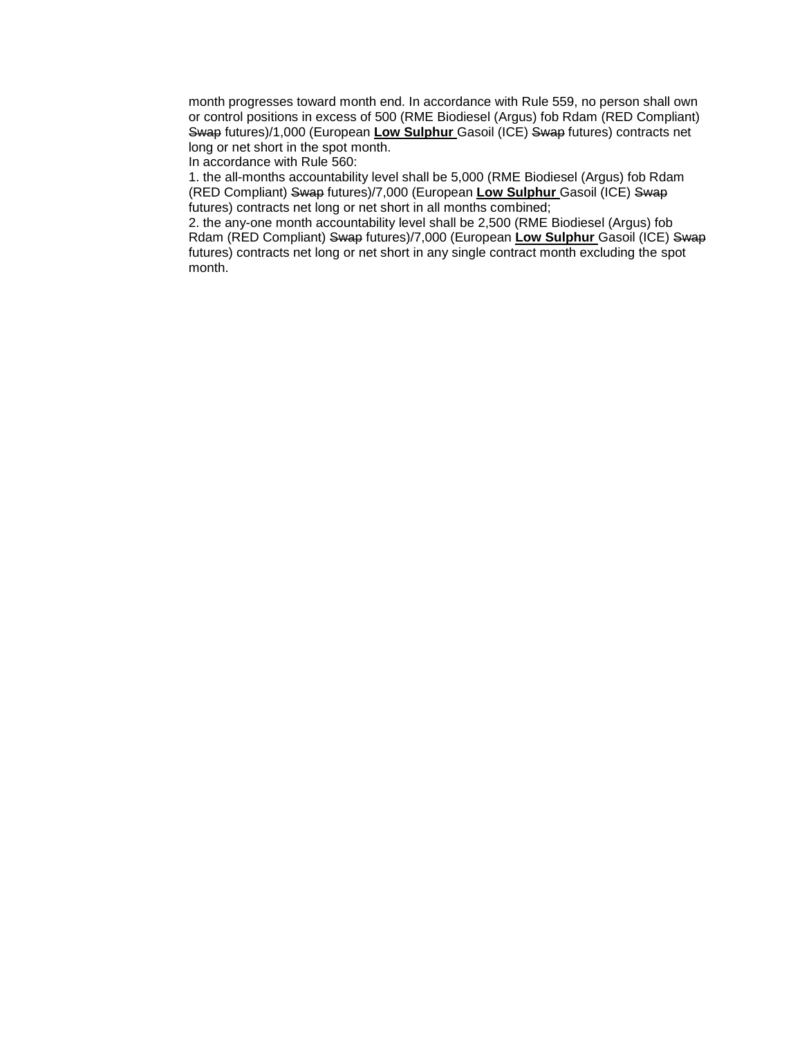month progresses toward month end. In accordance with Rule 559, no person shall own or control positions in excess of 500 (RME Biodiesel (Argus) fob Rdam (RED Compliant) ~~Swap~~ futures)/1,000 (European **Low Sulphur** Gasoil (ICE) ~~Swap~~ futures) contracts net long or net short in the spot month.

In accordance with Rule 560:

1. the all-months accountability level shall be 5,000 (RME Biodiesel (Argus) fob Rdam (RED Compliant) ~~Swap~~ futures)/7,000 (European **Low Sulphur** Gasoil (ICE) ~~Swap~~ futures) contracts net long or net short in all months combined;
2. the any-one month accountability level shall be 2,500 (RME Biodiesel (Argus) fob Rdam (RED Compliant) ~~Swap~~ futures)/7,000 (European **Low Sulphur** Gasoil (ICE) ~~Swap~~ futures) contracts net long or net short in any single contract month excluding the spot month.